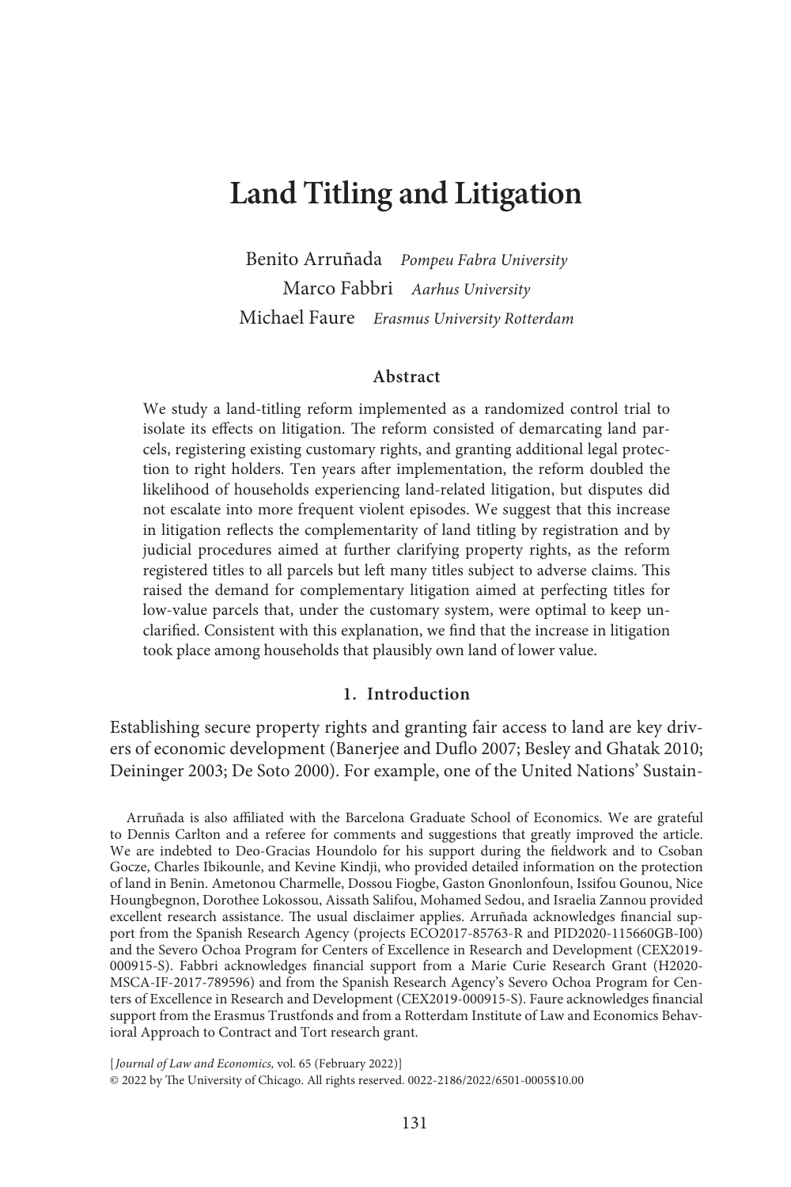# Land Titling and Litigation

Benito Arruñada *Pompeu Fabra University*

Marco Fabbri *Aarhus University*

Michael Faure *Erasmus University Rotterdam*

## Abstract

We study a land-titling reform implemented as a randomized control trial to isolate its effects on litigation. The reform consisted of demarcating land parcels, registering existing customary rights, and granting additional legal protection to right holders. Ten years after implementation, the reform doubled the likelihood of households experiencing land-related litigation, but disputes did not escalate into more frequent violent episodes. We suggest that this increase in litigation reflects the complementarity of land titling by registration and by judicial procedures aimed at further clarifying property rights, as the reform registered titles to all parcels but left many titles subject to adverse claims. This raised the demand for complementary litigation aimed at perfecting titles for low-value parcels that, under the customary system, were optimal to keep unclarified. Consistent with this explanation, we find that the increase in litigation took place among households that plausibly own land of lower value.

## 1. Introduction

Establishing secure property rights and granting fair access to land are key drivers of economic development (Banerjee and Duflo 2007; Besley and Ghatak 2010; Deininger 2003; De Soto 2000). For example, one of the United Nations' Sustain-

Arruñada is also affiliated with the Barcelona Graduate School of Economics. We are grateful to Dennis Carlton and a referee for comments and suggestions that greatly improved the article. We are indebted to Deo-Gracias Houndolo for his support during the fieldwork and to Csoban Gocze, Charles Ibikounle, and Kevine Kindji, who provided detailed information on the protection of land in Benin. Ametonou Charmelle, Dossou Fiogbe, Gaston Gnonlonfoun, Issifou Gounou, Nice Houngbegnon, Dorothee Lokossou, Aissath Salifou, Mohamed Sedou, and Israelia Zannou provided excellent research assistance. The usual disclaimer applies. Arruñada acknowledges financial support from the Spanish Research Agency (projects ECO2017-85763-R and PID2020-115660GB-I00) and the Severo Ochoa Program for Centers of Excellence in Research and Development (CEX2019-000915-S). Fabbri acknowledges financial support from a Marie Curie Research Grant (H2020-MSCA-IF-2017-789596) and from the Spanish Research Agency's Severo Ochoa Program for Centers of Excellence in Research and Development (CEX2019-000915-S). Faure acknowledges financial support from the Erasmus Trustfonds and from a Rotterdam Institute of Law and Economics Behavioral Approach to Contract and Tort research grant.

[*Journal of Law and Economics*, vol. 65 (February 2022)]
© 2022 by The University of Chicago. All rights reserved. 0022-2186/2022/6501-0005$10.00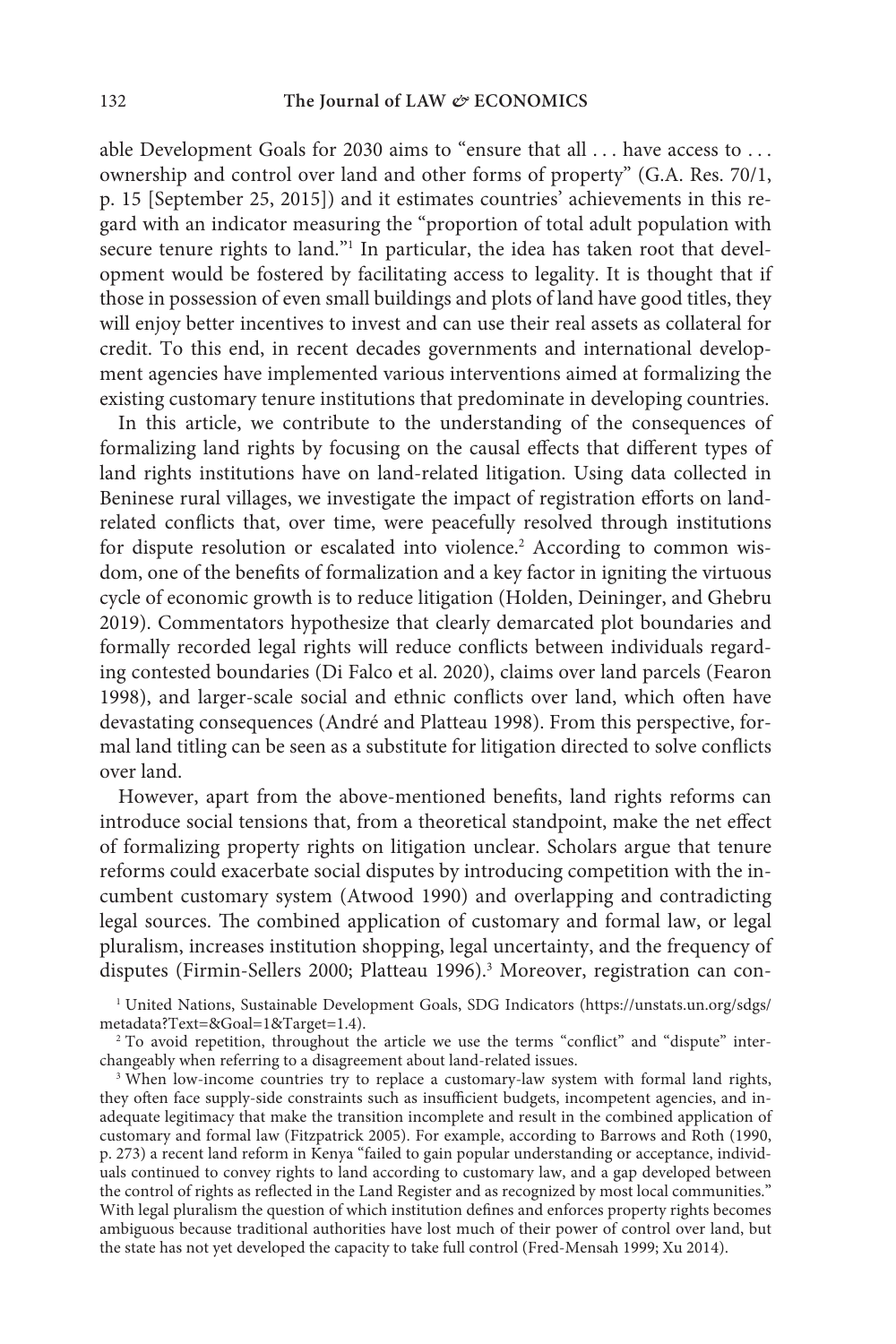able Development Goals for 2030 aims to "ensure that all . . . have access to . . . ownership and control over land and other forms of property" (G.A. Res. 70/1, p. 15 [September 25, 2015]) and it estimates countries' achievements in this regard with an indicator measuring the "proportion of total adult population with secure tenure rights to land."[1] In particular, the idea has taken root that development would be fostered by facilitating access to legality. It is thought that if those in possession of even small buildings and plots of land have good titles, they will enjoy better incentives to invest and can use their real assets as collateral for credit. To this end, in recent decades governments and international development agencies have implemented various interventions aimed at formalizing the existing customary tenure institutions that predominate in developing countries.

In this article, we contribute to the understanding of the consequences of formalizing land rights by focusing on the causal effects that different types of land rights institutions have on land-related litigation. Using data collected in Beninese rural villages, we investigate the impact of registration efforts on land-related conflicts that, over time, were peacefully resolved through institutions for dispute resolution or escalated into violence.[2] According to common wisdom, one of the benefits of formalization and a key factor in igniting the virtuous cycle of economic growth is to reduce litigation (Holden, Deininger, and Ghebru 2019). Commentators hypothesize that clearly demarcated plot boundaries and formally recorded legal rights will reduce conflicts between individuals regarding contested boundaries (Di Falco et al. 2020), claims over land parcels (Fearon 1998), and larger-scale social and ethnic conflicts over land, which often have devastating consequences (André and Platteau 1998). From this perspective, formal land titling can be seen as a substitute for litigation directed to solve conflicts over land.

However, apart from the above-mentioned benefits, land rights reforms can introduce social tensions that, from a theoretical standpoint, make the net effect of formalizing property rights on litigation unclear. Scholars argue that tenure reforms could exacerbate social disputes by introducing competition with the incumbent customary system (Atwood 1990) and overlapping and contradicting legal sources. The combined application of customary and formal law, or legal pluralism, increases institution shopping, legal uncertainty, and the frequency of disputes (Firmin-Sellers 2000; Platteau 1996).[3] Moreover, registration can con-

[1] United Nations, Sustainable Development Goals, SDG Indicators (https://unstats.un.org/sdgs/metadata?Text=&Goal=1&Target=1.4).

[2] To avoid repetition, throughout the article we use the terms "conflict" and "dispute" interchangeably when referring to a disagreement about land-related issues.

[3] When low-income countries try to replace a customary-law system with formal land rights, they often face supply-side constraints such as insufficient budgets, incompetent agencies, and inadequate legitimacy that make the transition incomplete and result in the combined application of customary and formal law (Fitzpatrick 2005). For example, according to Barrows and Roth (1990, p. 273) a recent land reform in Kenya "failed to gain popular understanding or acceptance, individuals continued to convey rights to land according to customary law, and a gap developed between the control of rights as reflected in the Land Register and as recognized by most local communities." With legal pluralism the question of which institution defines and enforces property rights becomes ambiguous because traditional authorities have lost much of their power of control over land, but the state has not yet developed the capacity to take full control (Fred-Mensah 1999; Xu 2014).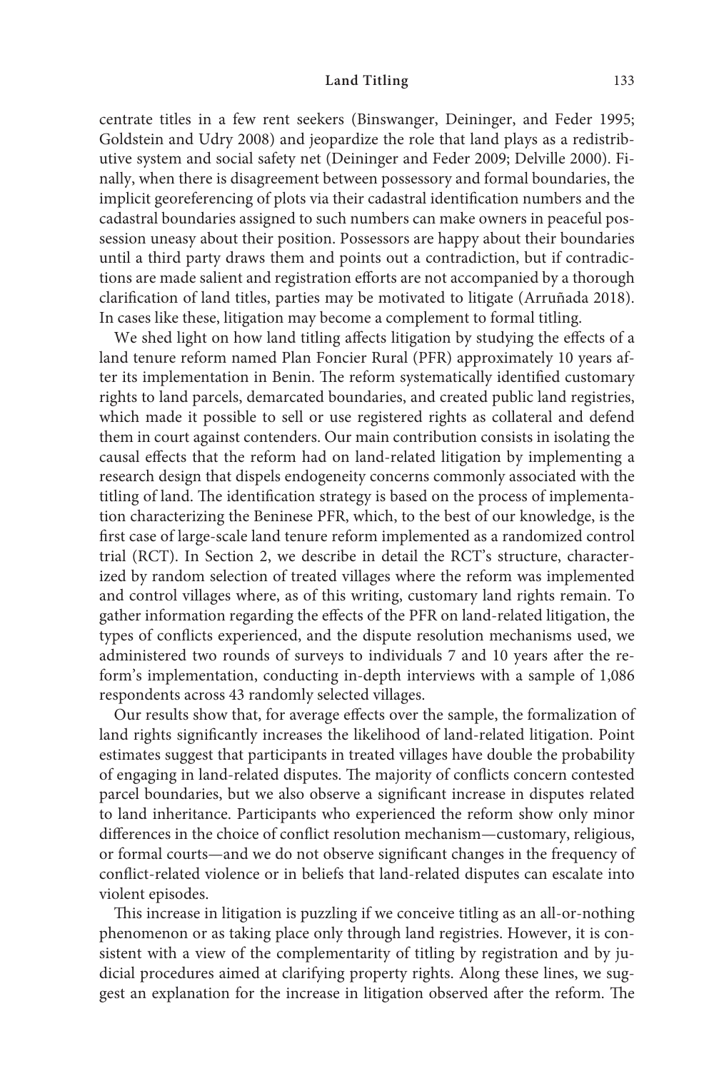centrate titles in a few rent seekers (Binswanger, Deininger, and Feder 1995; Goldstein and Udry 2008) and jeopardize the role that land plays as a redistributive system and social safety net (Deininger and Feder 2009; Delville 2000). Finally, when there is disagreement between possessory and formal boundaries, the implicit georeferencing of plots via their cadastral identification numbers and the cadastral boundaries assigned to such numbers can make owners in peaceful possession uneasy about their position. Possessors are happy about their boundaries until a third party draws them and points out a contradiction, but if contradictions are made salient and registration efforts are not accompanied by a thorough clarification of land titles, parties may be motivated to litigate (Arruñada 2018). In cases like these, litigation may become a complement to formal titling.

We shed light on how land titling affects litigation by studying the effects of a land tenure reform named Plan Foncier Rural (PFR) approximately 10 years after its implementation in Benin. The reform systematically identified customary rights to land parcels, demarcated boundaries, and created public land registries, which made it possible to sell or use registered rights as collateral and defend them in court against contenders. Our main contribution consists in isolating the causal effects that the reform had on land-related litigation by implementing a research design that dispels endogeneity concerns commonly associated with the titling of land. The identification strategy is based on the process of implementation characterizing the Beninese PFR, which, to the best of our knowledge, is the first case of large-scale land tenure reform implemented as a randomized control trial (RCT). In Section 2, we describe in detail the RCT's structure, characterized by random selection of treated villages where the reform was implemented and control villages where, as of this writing, customary land rights remain. To gather information regarding the effects of the PFR on land-related litigation, the types of conflicts experienced, and the dispute resolution mechanisms used, we administered two rounds of surveys to individuals 7 and 10 years after the reform's implementation, conducting in-depth interviews with a sample of 1,086 respondents across 43 randomly selected villages.

Our results show that, for average effects over the sample, the formalization of land rights significantly increases the likelihood of land-related litigation. Point estimates suggest that participants in treated villages have double the probability of engaging in land-related disputes. The majority of conflicts concern contested parcel boundaries, but we also observe a significant increase in disputes related to land inheritance. Participants who experienced the reform show only minor differences in the choice of conflict resolution mechanism—customary, religious, or formal courts—and we do not observe significant changes in the frequency of conflict-related violence or in beliefs that land-related disputes can escalate into violent episodes.

This increase in litigation is puzzling if we conceive titling as an all-or-nothing phenomenon or as taking place only through land registries. However, it is consistent with a view of the complementarity of titling by registration and by judicial procedures aimed at clarifying property rights. Along these lines, we suggest an explanation for the increase in litigation observed after the reform. The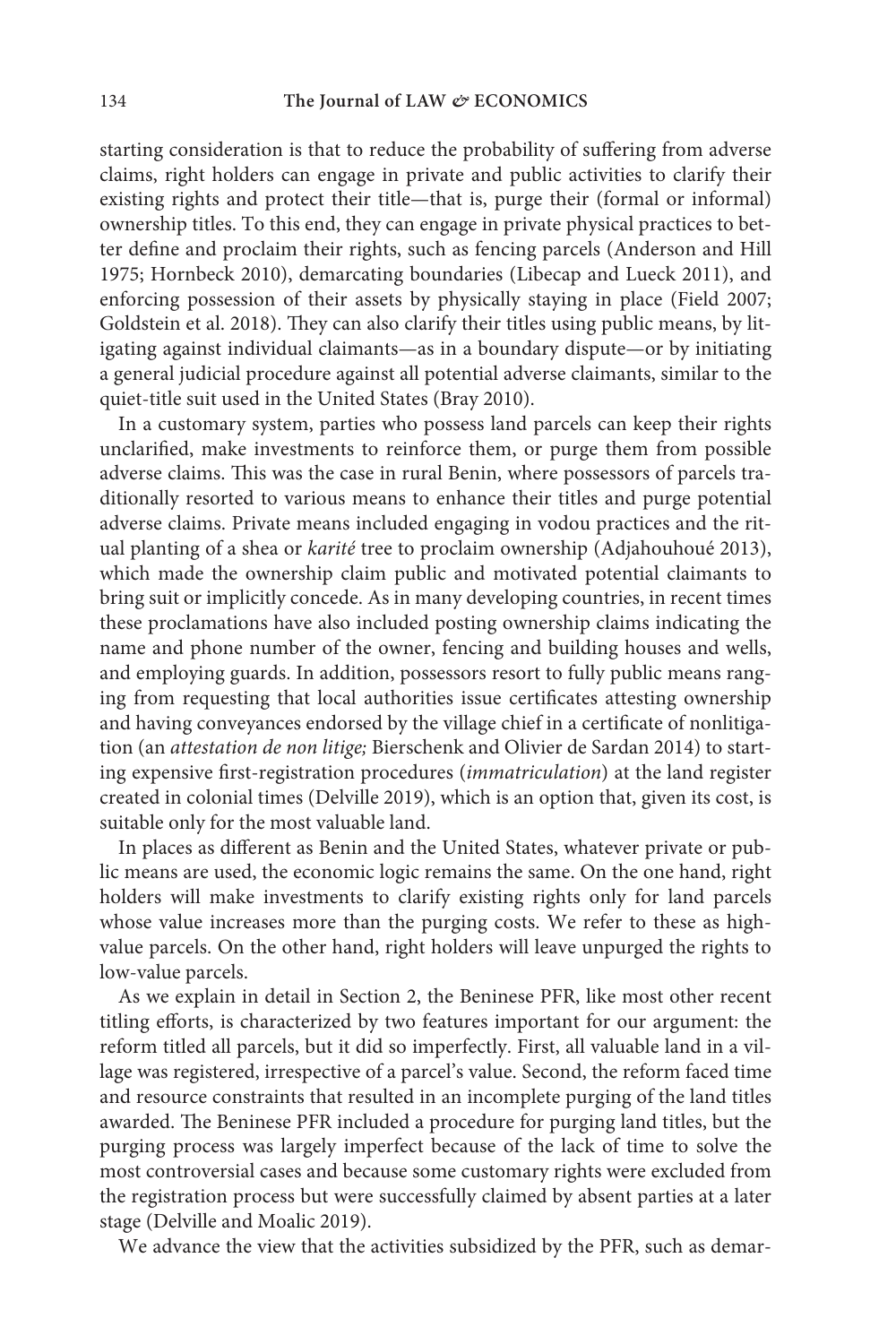starting consideration is that to reduce the probability of suffering from adverse claims, right holders can engage in private and public activities to clarify their existing rights and protect their title—that is, purge their (formal or informal) ownership titles. To this end, they can engage in private physical practices to better define and proclaim their rights, such as fencing parcels (Anderson and Hill 1975; Hornbeck 2010), demarcating boundaries (Libecap and Lueck 2011), and enforcing possession of their assets by physically staying in place (Field 2007; Goldstein et al. 2018). They can also clarify their titles using public means, by litigating against individual claimants—as in a boundary dispute—or by initiating a general judicial procedure against all potential adverse claimants, similar to the quiet-title suit used in the United States (Bray 2010).

In a customary system, parties who possess land parcels can keep their rights unclarified, make investments to reinforce them, or purge them from possible adverse claims. This was the case in rural Benin, where possessors of parcels traditionally resorted to various means to enhance their titles and purge potential adverse claims. Private means included engaging in vodou practices and the ritual planting of a shea or *karité* tree to proclaim ownership (Adjahouhoué 2013), which made the ownership claim public and motivated potential claimants to bring suit or implicitly concede. As in many developing countries, in recent times these proclamations have also included posting ownership claims indicating the name and phone number of the owner, fencing and building houses and wells, and employing guards. In addition, possessors resort to fully public means ranging from requesting that local authorities issue certificates attesting ownership and having conveyances endorsed by the village chief in a certificate of nonlitigation (an *attestation de non litige;* Bierschenk and Olivier de Sardan 2014) to starting expensive first-registration procedures (*immatriculation*) at the land register created in colonial times (Delville 2019), which is an option that, given its cost, is suitable only for the most valuable land.

In places as different as Benin and the United States, whatever private or public means are used, the economic logic remains the same. On the one hand, right holders will make investments to clarify existing rights only for land parcels whose value increases more than the purging costs. We refer to these as high-value parcels. On the other hand, right holders will leave unpurged the rights to low-value parcels.

As we explain in detail in Section 2, the Beninese PFR, like most other recent titling efforts, is characterized by two features important for our argument: the reform titled all parcels, but it did so imperfectly. First, all valuable land in a village was registered, irrespective of a parcel's value. Second, the reform faced time and resource constraints that resulted in an incomplete purging of the land titles awarded. The Beninese PFR included a procedure for purging land titles, but the purging process was largely imperfect because of the lack of time to solve the most controversial cases and because some customary rights were excluded from the registration process but were successfully claimed by absent parties at a later stage (Delville and Moalic 2019).

We advance the view that the activities subsidized by the PFR, such as demar-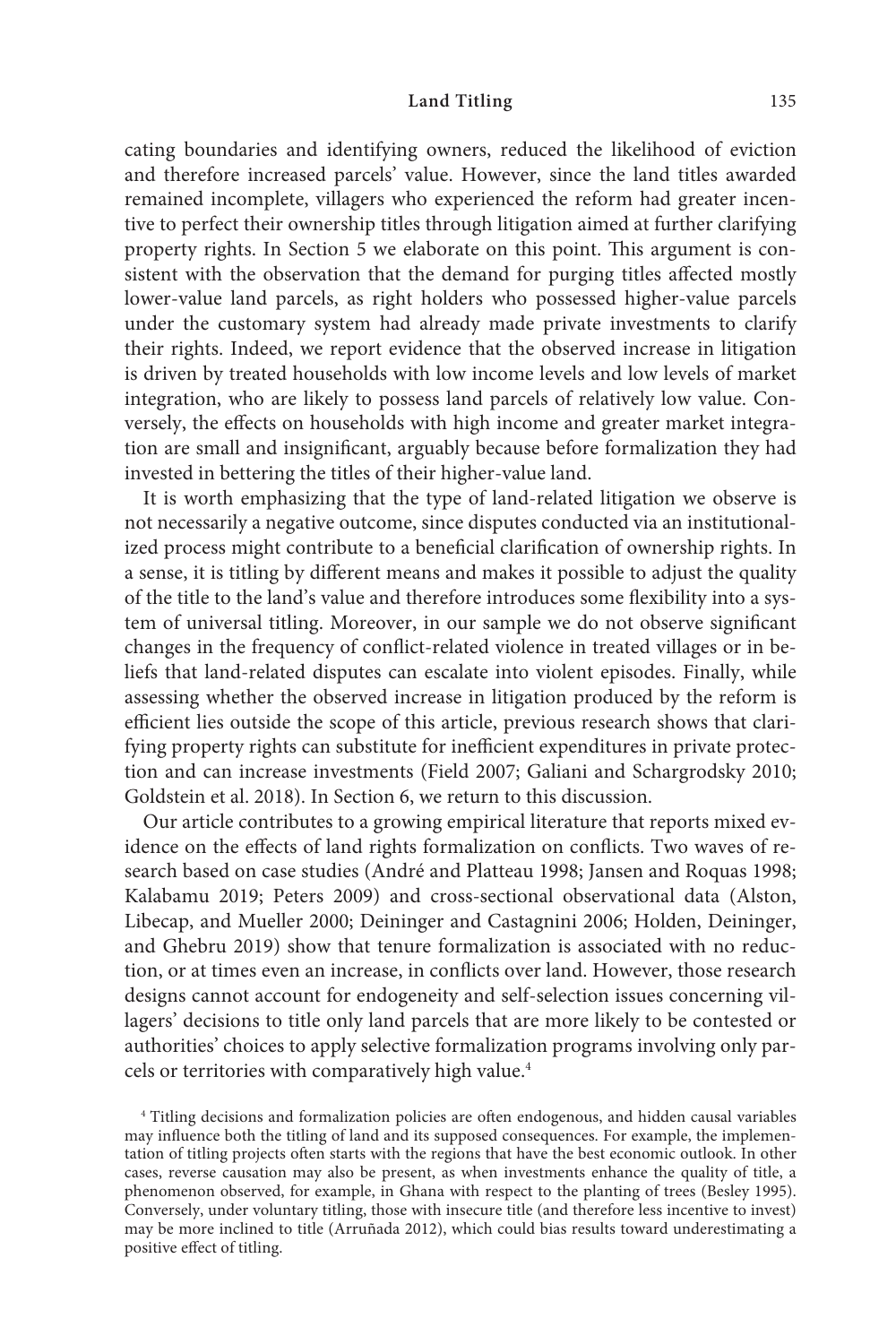cating boundaries and identifying owners, reduced the likelihood of eviction and therefore increased parcels' value. However, since the land titles awarded remained incomplete, villagers who experienced the reform had greater incentive to perfect their ownership titles through litigation aimed at further clarifying property rights. In Section 5 we elaborate on this point. This argument is consistent with the observation that the demand for purging titles affected mostly lower-value land parcels, as right holders who possessed higher-value parcels under the customary system had already made private investments to clarify their rights. Indeed, we report evidence that the observed increase in litigation is driven by treated households with low income levels and low levels of market integration, who are likely to possess land parcels of relatively low value. Conversely, the effects on households with high income and greater market integration are small and insignificant, arguably because before formalization they had invested in bettering the titles of their higher-value land.

It is worth emphasizing that the type of land-related litigation we observe is not necessarily a negative outcome, since disputes conducted via an institutionalized process might contribute to a beneficial clarification of ownership rights. In a sense, it is titling by different means and makes it possible to adjust the quality of the title to the land's value and therefore introduces some flexibility into a system of universal titling. Moreover, in our sample we do not observe significant changes in the frequency of conflict-related violence in treated villages or in beliefs that land-related disputes can escalate into violent episodes. Finally, while assessing whether the observed increase in litigation produced by the reform is efficient lies outside the scope of this article, previous research shows that clarifying property rights can substitute for inefficient expenditures in private protection and can increase investments (Field 2007; Galiani and Schargrodsky 2010; Goldstein et al. 2018). In Section 6, we return to this discussion.

Our article contributes to a growing empirical literature that reports mixed evidence on the effects of land rights formalization on conflicts. Two waves of research based on case studies (André and Platteau 1998; Jansen and Roquas 1998; Kalabamu 2019; Peters 2009) and cross-sectional observational data (Alston, Libecap, and Mueller 2000; Deininger and Castagnini 2006; Holden, Deininger, and Ghebru 2019) show that tenure formalization is associated with no reduction, or at times even an increase, in conflicts over land. However, those research designs cannot account for endogeneity and self-selection issues concerning villagers' decisions to title only land parcels that are more likely to be contested or authorities' choices to apply selective formalization programs involving only parcels or territories with comparatively high value.[4]

[4] Titling decisions and formalization policies are often endogenous, and hidden causal variables may influence both the titling of land and its supposed consequences. For example, the implementation of titling projects often starts with the regions that have the best economic outlook. In other cases, reverse causation may also be present, as when investments enhance the quality of title, a phenomenon observed, for example, in Ghana with respect to the planting of trees (Besley 1995). Conversely, under voluntary titling, those with insecure title (and therefore less incentive to invest) may be more inclined to title (Arruñada 2012), which could bias results toward underestimating a positive effect of titling.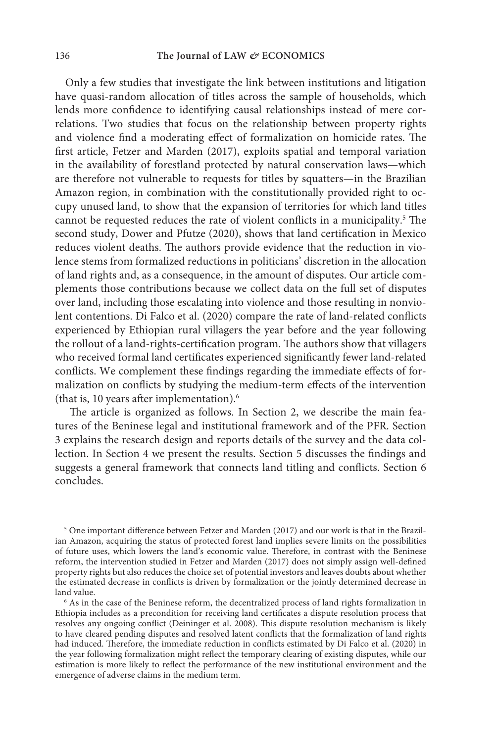Only a few studies that investigate the link between institutions and litigation have quasi-random allocation of titles across the sample of households, which lends more confidence to identifying causal relationships instead of mere correlations. Two studies that focus on the relationship between property rights and violence find a moderating effect of formalization on homicide rates. The first article, Fetzer and Marden (2017), exploits spatial and temporal variation in the availability of forestland protected by natural conservation laws—which are therefore not vulnerable to requests for titles by squatters—in the Brazilian Amazon region, in combination with the constitutionally provided right to occupy unused land, to show that the expansion of territories for which land titles cannot be requested reduces the rate of violent conflicts in a municipality.[5] The second study, Dower and Pfutze (2020), shows that land certification in Mexico reduces violent deaths. The authors provide evidence that the reduction in violence stems from formalized reductions in politicians' discretion in the allocation of land rights and, as a consequence, in the amount of disputes. Our article complements those contributions because we collect data on the full set of disputes over land, including those escalating into violence and those resulting in nonviolent contentions. Di Falco et al. (2020) compare the rate of land-related conflicts experienced by Ethiopian rural villagers the year before and the year following the rollout of a land-rights-certification program. The authors show that villagers who received formal land certificates experienced significantly fewer land-related conflicts. We complement these findings regarding the immediate effects of formalization on conflicts by studying the medium-term effects of the intervention (that is, 10 years after implementation).[6]

The article is organized as follows. In Section 2, we describe the main features of the Beninese legal and institutional framework and of the PFR. Section 3 explains the research design and reports details of the survey and the data collection. In Section 4 we present the results. Section 5 discusses the findings and suggests a general framework that connects land titling and conflicts. Section 6 concludes.

---

[5] One important difference between Fetzer and Marden (2017) and our work is that in the Brazilian Amazon, acquiring the status of protected forest land implies severe limits on the possibilities of future uses, which lowers the land's economic value. Therefore, in contrast with the Beninese reform, the intervention studied in Fetzer and Marden (2017) does not simply assign well-defined property rights but also reduces the choice set of potential investors and leaves doubts about whether the estimated decrease in conflicts is driven by formalization or the jointly determined decrease in land value.

[6] As in the case of the Beninese reform, the decentralized process of land rights formalization in Ethiopia includes as a precondition for receiving land certificates a dispute resolution process that resolves any ongoing conflict (Deininger et al. 2008). This dispute resolution mechanism is likely to have cleared pending disputes and resolved latent conflicts that the formalization of land rights had induced. Therefore, the immediate reduction in conflicts estimated by Di Falco et al. (2020) in the year following formalization might reflect the temporary clearing of existing disputes, while our estimation is more likely to reflect the performance of the new institutional environment and the emergence of adverse claims in the medium term.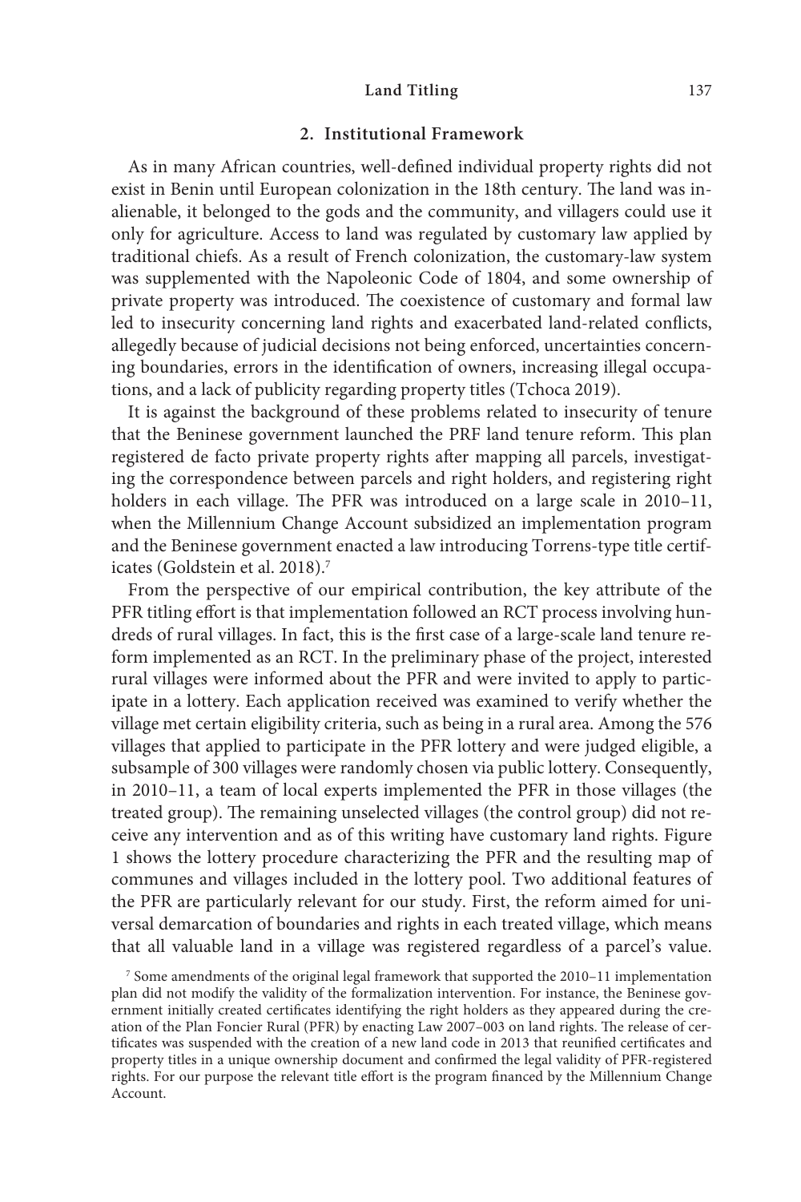## 2. Institutional Framework

As in many African countries, well-defined individual property rights did not exist in Benin until European colonization in the 18th century. The land was inalienable, it belonged to the gods and the community, and villagers could use it only for agriculture. Access to land was regulated by customary law applied by traditional chiefs. As a result of French colonization, the customary-law system was supplemented with the Napoleonic Code of 1804, and some ownership of private property was introduced. The coexistence of customary and formal law led to insecurity concerning land rights and exacerbated land-related conflicts, allegedly because of judicial decisions not being enforced, uncertainties concerning boundaries, errors in the identification of owners, increasing illegal occupations, and a lack of publicity regarding property titles (Tchoca 2019).

It is against the background of these problems related to insecurity of tenure that the Beninese government launched the PRF land tenure reform. This plan registered de facto private property rights after mapping all parcels, investigating the correspondence between parcels and right holders, and registering right holders in each village. The PFR was introduced on a large scale in 2010–11, when the Millennium Change Account subsidized an implementation program and the Beninese government enacted a law introducing Torrens-type title certificates (Goldstein et al. 2018).[7]

From the perspective of our empirical contribution, the key attribute of the PFR titling effort is that implementation followed an RCT process involving hundreds of rural villages. In fact, this is the first case of a large-scale land tenure reform implemented as an RCT. In the preliminary phase of the project, interested rural villages were informed about the PFR and were invited to apply to participate in a lottery. Each application received was examined to verify whether the village met certain eligibility criteria, such as being in a rural area. Among the 576 villages that applied to participate in the PFR lottery and were judged eligible, a subsample of 300 villages were randomly chosen via public lottery. Consequently, in 2010–11, a team of local experts implemented the PFR in those villages (the treated group). The remaining unselected villages (the control group) did not receive any intervention and as of this writing have customary land rights. Figure 1 shows the lottery procedure characterizing the PFR and the resulting map of communes and villages included in the lottery pool. Two additional features of the PFR are particularly relevant for our study. First, the reform aimed for universal demarcation of boundaries and rights in each treated village, which means that all valuable land in a village was registered regardless of a parcel's value.

[7] Some amendments of the original legal framework that supported the 2010–11 implementation plan did not modify the validity of the formalization intervention. For instance, the Beninese government initially created certificates identifying the right holders as they appeared during the creation of the Plan Foncier Rural (PFR) by enacting Law 2007–003 on land rights. The release of certificates was suspended with the creation of a new land code in 2013 that reunified certificates and property titles in a unique ownership document and confirmed the legal validity of PFR-registered rights. For our purpose the relevant title effort is the program financed by the Millennium Change Account.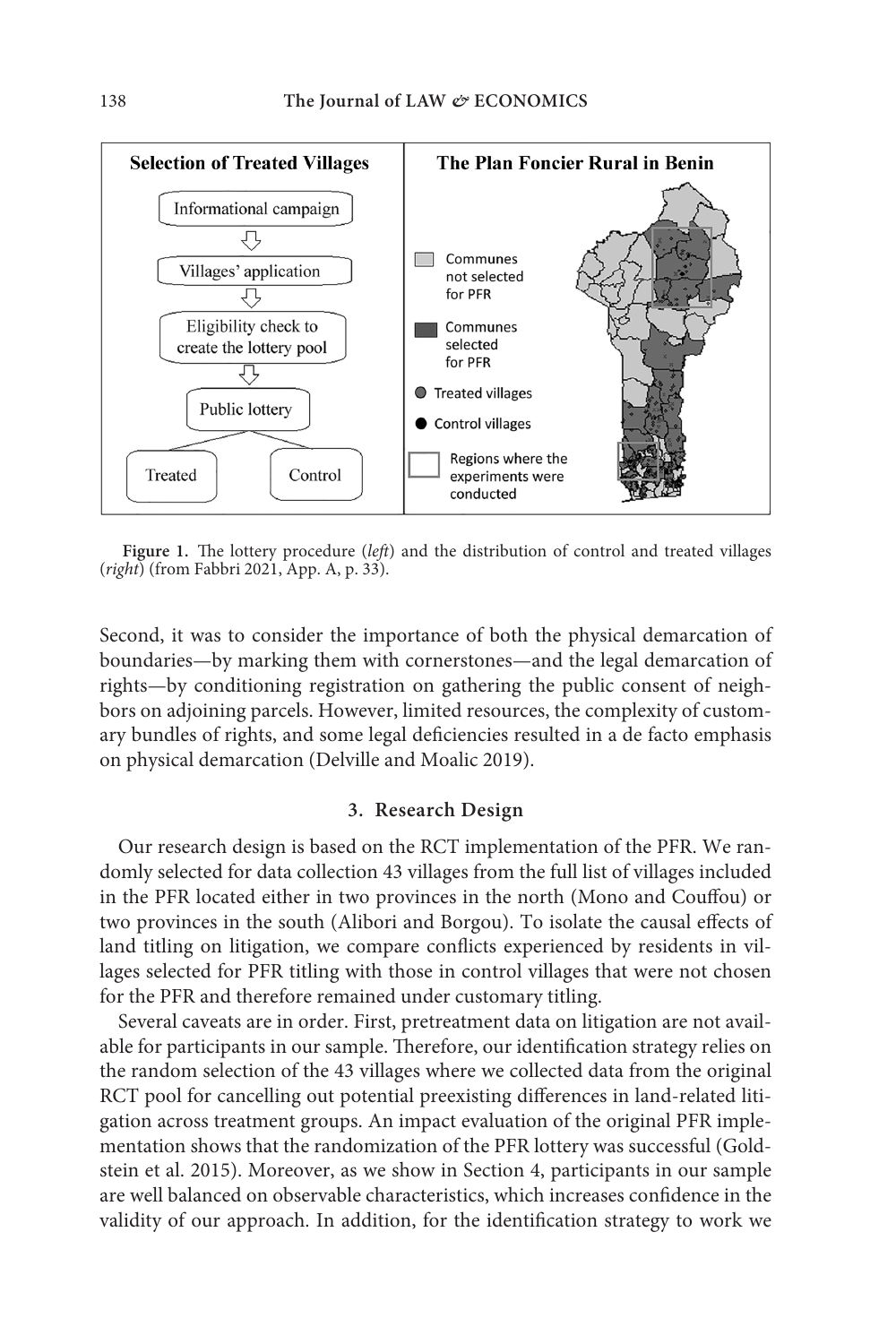Selection of Treated Villages

Informational campaign

Villages' application

Eligibility check to create the lottery pool

Public lottery

Treated

Control

The Plan Foncier Rural in Benin

Communes not selected for PFR

Communes selected for PFR

Treated villages

Control villages

Regions where the experiments were conducted

**Figure 1.** The lottery procedure (*left*) and the distribution of control and treated villages (*right*) (from Fabbri 2021, App. A, p. 33).

Second, it was to consider the importance of both the physical demarcation of boundaries—by marking them with cornerstones—and the legal demarcation of rights—by conditioning registration on gathering the public consent of neighbors on adjoining parcels. However, limited resources, the complexity of customary bundles of rights, and some legal deficiencies resulted in a de facto emphasis on physical demarcation (Delville and Moalic 2019).

## 3. Research Design

Our research design is based on the RCT implementation of the PFR. We randomly selected for data collection 43 villages from the full list of villages included in the PFR located either in two provinces in the north (Mono and Couffou) or two provinces in the south (Alibori and Borgou). To isolate the causal effects of land titling on litigation, we compare conflicts experienced by residents in villages selected for PFR titling with those in control villages that were not chosen for the PFR and therefore remained under customary titling.

Several caveats are in order. First, pretreatment data on litigation are not available for participants in our sample. Therefore, our identification strategy relies on the random selection of the 43 villages where we collected data from the original RCT pool for cancelling out potential preexisting differences in land-related litigation across treatment groups. An impact evaluation of the original PFR implementation shows that the randomization of the PFR lottery was successful (Goldstein et al. 2015). Moreover, as we show in Section 4, participants in our sample are well balanced on observable characteristics, which increases confidence in the validity of our approach. In addition, for the identification strategy to work we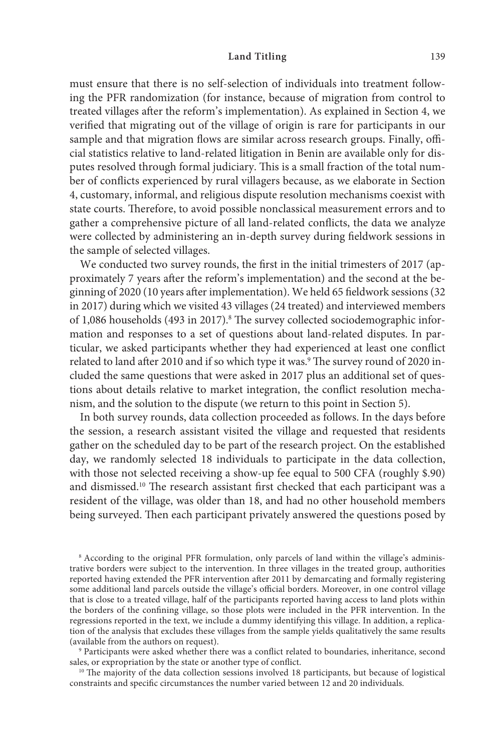must ensure that there is no self-selection of individuals into treatment following the PFR randomization (for instance, because of migration from control to treated villages after the reform's implementation). As explained in Section 4, we verified that migrating out of the village of origin is rare for participants in our sample and that migration flows are similar across research groups. Finally, official statistics relative to land-related litigation in Benin are available only for disputes resolved through formal judiciary. This is a small fraction of the total number of conflicts experienced by rural villagers because, as we elaborate in Section 4, customary, informal, and religious dispute resolution mechanisms coexist with state courts. Therefore, to avoid possible nonclassical measurement errors and to gather a comprehensive picture of all land-related conflicts, the data we analyze were collected by administering an in-depth survey during fieldwork sessions in the sample of selected villages.

We conducted two survey rounds, the first in the initial trimesters of 2017 (approximately 7 years after the reform's implementation) and the second at the beginning of 2020 (10 years after implementation). We held 65 fieldwork sessions (32 in 2017) during which we visited 43 villages (24 treated) and interviewed members of 1,086 households (493 in 2017).[8] The survey collected sociodemographic information and responses to a set of questions about land-related disputes. In particular, we asked participants whether they had experienced at least one conflict related to land after 2010 and if so which type it was.[9] The survey round of 2020 included the same questions that were asked in 2017 plus an additional set of questions about details relative to market integration, the conflict resolution mechanism, and the solution to the dispute (we return to this point in Section 5).

In both survey rounds, data collection proceeded as follows. In the days before the session, a research assistant visited the village and requested that residents gather on the scheduled day to be part of the research project. On the established day, we randomly selected 18 individuals to participate in the data collection, with those not selected receiving a show-up fee equal to 500 CFA (roughly \$.90) and dismissed.[10] The research assistant first checked that each participant was a resident of the village, was older than 18, and had no other household members being surveyed. Then each participant privately answered the questions posed by

[8] According to the original PFR formulation, only parcels of land within the village's administrative borders were subject to the intervention. In three villages in the treated group, authorities reported having extended the PFR intervention after 2011 by demarcating and formally registering some additional land parcels outside the village's official borders. Moreover, in one control village that is close to a treated village, half of the participants reported having access to land plots within the borders of the confining village, so those plots were included in the PFR intervention. In the regressions reported in the text, we include a dummy identifying this village. In addition, a replication of the analysis that excludes these villages from the sample yields qualitatively the same results (available from the authors on request).

[9] Participants were asked whether there was a conflict related to boundaries, inheritance, second sales, or expropriation by the state or another type of conflict.

[10] The majority of the data collection sessions involved 18 participants, but because of logistical constraints and specific circumstances the number varied between 12 and 20 individuals.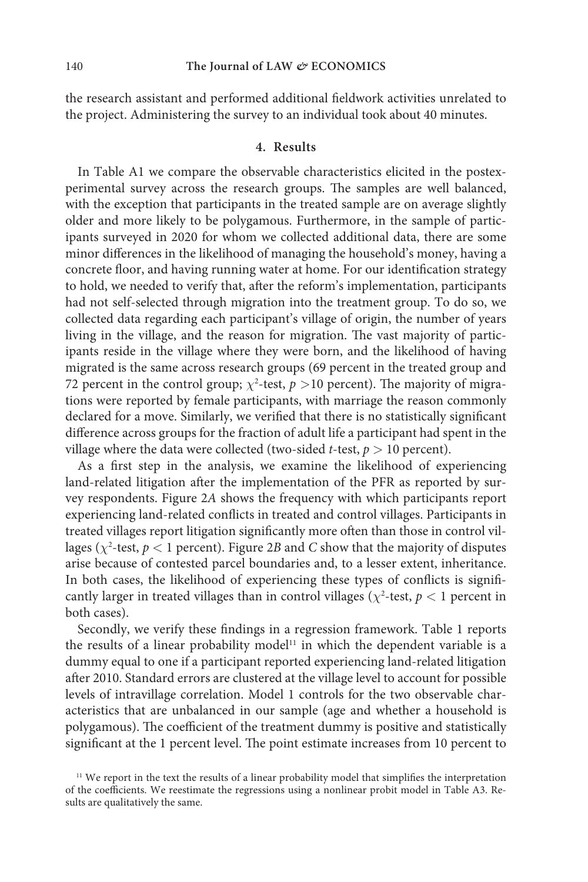the research assistant and performed additional fieldwork activities unrelated to the project. Administering the survey to an individual took about 40 minutes.

## 4. Results

In Table A1 we compare the observable characteristics elicited in the postexperimental survey across the research groups. The samples are well balanced, with the exception that participants in the treated sample are on average slightly older and more likely to be polygamous. Furthermore, in the sample of participants surveyed in 2020 for whom we collected additional data, there are some minor differences in the likelihood of managing the household's money, having a concrete floor, and having running water at home. For our identification strategy to hold, we needed to verify that, after the reform's implementation, participants had not self-selected through migration into the treatment group. To do so, we collected data regarding each participant's village of origin, the number of years living in the village, and the reason for migration. The vast majority of participants reside in the village where they were born, and the likelihood of having migrated is the same across research groups (69 percent in the treated group and 72 percent in the control group; $\chi^2$-test, $p >10$ percent). The majority of migrations were reported by female participants, with marriage the reason commonly declared for a move. Similarly, we verified that there is no statistically significant difference across groups for the fraction of adult life a participant had spent in the village where the data were collected (two-sided $t$-test, $p > 10$ percent).

As a first step in the analysis, we examine the likelihood of experiencing land-related litigation after the implementation of the PFR as reported by survey respondents. Figure 2*A* shows the frequency with which participants report experiencing land-related conflicts in treated and control villages. Participants in treated villages report litigation significantly more often than those in control villages ($\chi^2$-test, $p < 1$ percent). Figure 2*B* and *C* show that the majority of disputes arise because of contested parcel boundaries and, to a lesser extent, inheritance. In both cases, the likelihood of experiencing these types of conflicts is significantly larger in treated villages than in control villages ($\chi^2$-test, $p < 1$ percent in both cases).

Secondly, we verify these findings in a regression framework. Table 1 reports the results of a linear probability model[11] in which the dependent variable is a dummy equal to one if a participant reported experiencing land-related litigation after 2010. Standard errors are clustered at the village level to account for possible levels of intravillage correlation. Model 1 controls for the two observable characteristics that are unbalanced in our sample (age and whether a household is polygamous). The coefficient of the treatment dummy is positive and statistically significant at the 1 percent level. The point estimate increases from 10 percent to

[11] We report in the text the results of a linear probability model that simplifies the interpretation of the coefficients. We reestimate the regressions using a nonlinear probit model in Table A3. Results are qualitatively the same.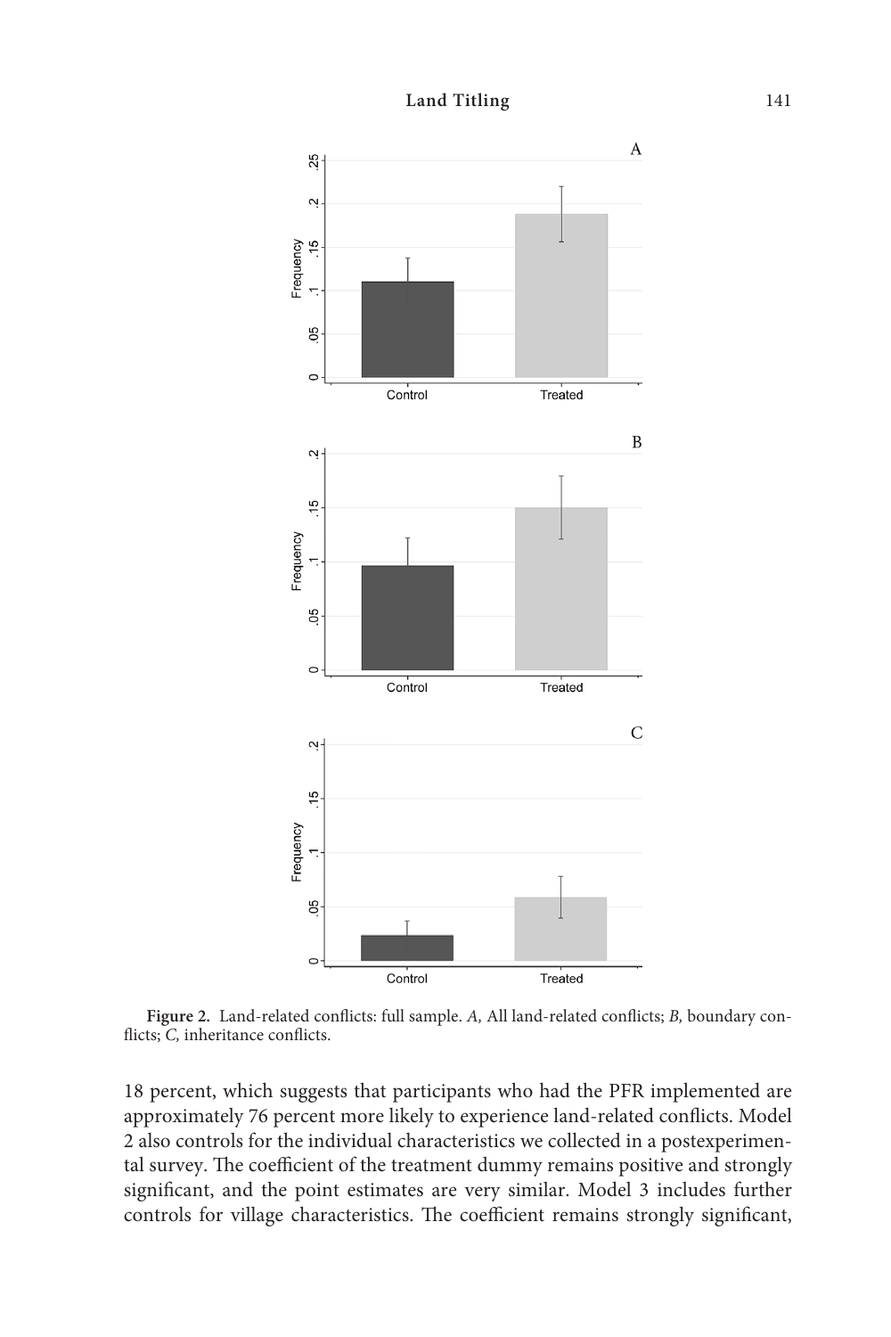A

Frequency

0 .05 .1 .15 .2 .25

Control Treated

B

Frequency

0 .05 .1 .15 .2

Control Treated

C

Frequency

0 .05 .1 .15 .2

Control Treated

**Figure 2.** Land-related conflicts: full sample. *A,* All land-related conflicts; *B,* boundary conflicts; *C,* inheritance conflicts.

18 percent, which suggests that participants who had the PFR implemented are approximately 76 percent more likely to experience land-related conflicts. Model 2 also controls for the individual characteristics we collected in a postexperimental survey. The coefficient of the treatment dummy remains positive and strongly significant, and the point estimates are very similar. Model 3 includes further controls for village characteristics. The coefficient remains strongly significant,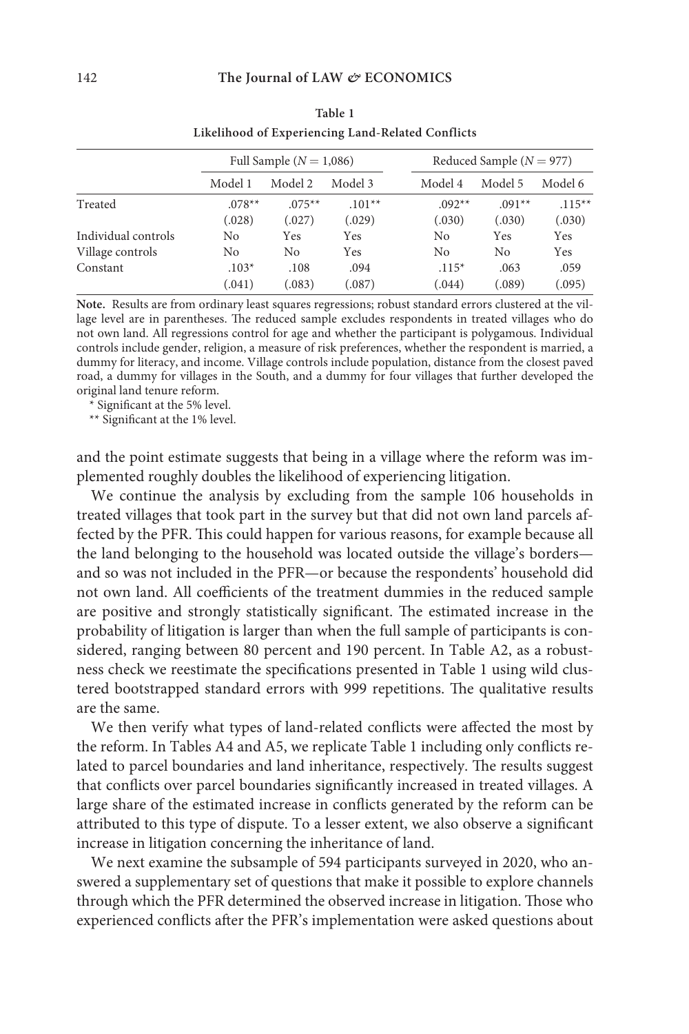**Table 1**
**Likelihood of Experiencing Land-Related Conflicts**

| | Full Sample ($N = 1{,}086$) | | | Reduced Sample ($N = 977$) | | |
|---|---|---|---|---|---|---|
| | Model 1 | Model 2 | Model 3 | Model 4 | Model 5 | Model 6 |
| Treated | .078** | .075** | .101** | .092** | .091** | .115** |
| | (.028) | (.027) | (.029) | (.030) | (.030) | (.030) |
| Individual controls | No | Yes | Yes | No | Yes | Yes |
| Village controls | No | No | Yes | No | No | Yes |
| Constant | .103* | .108 | .094 | .115* | .063 | .059 |
| | (.041) | (.083) | (.087) | (.044) | (.089) | (.095) |

**Note.** Results are from ordinary least squares regressions; robust standard errors clustered at the village level are in parentheses. The reduced sample excludes respondents in treated villages who do not own land. All regressions control for age and whether the participant is polygamous. Individual controls include gender, religion, a measure of risk preferences, whether the respondent is married, a dummy for literacy, and income. Village controls include population, distance from the closest paved road, a dummy for villages in the South, and a dummy for four villages that further developed the original land tenure reform.

\* Significant at the 5% level.

\** Significant at the 1% level.

and the point estimate suggests that being in a village where the reform was implemented roughly doubles the likelihood of experiencing litigation.

We continue the analysis by excluding from the sample 106 households in treated villages that took part in the survey but that did not own land parcels affected by the PFR. This could happen for various reasons, for example because all the land belonging to the household was located outside the village's borders—and so was not included in the PFR—or because the respondents' household did not own land. All coefficients of the treatment dummies in the reduced sample are positive and strongly statistically significant. The estimated increase in the probability of litigation is larger than when the full sample of participants is considered, ranging between 80 percent and 190 percent. In Table A2, as a robustness check we reestimate the specifications presented in Table 1 using wild clustered bootstrapped standard errors with 999 repetitions. The qualitative results are the same.

We then verify what types of land-related conflicts were affected the most by the reform. In Tables A4 and A5, we replicate Table 1 including only conflicts related to parcel boundaries and land inheritance, respectively. The results suggest that conflicts over parcel boundaries significantly increased in treated villages. A large share of the estimated increase in conflicts generated by the reform can be attributed to this type of dispute. To a lesser extent, we also observe a significant increase in litigation concerning the inheritance of land.

We next examine the subsample of 594 participants surveyed in 2020, who answered a supplementary set of questions that make it possible to explore channels through which the PFR determined the observed increase in litigation. Those who experienced conflicts after the PFR's implementation were asked questions about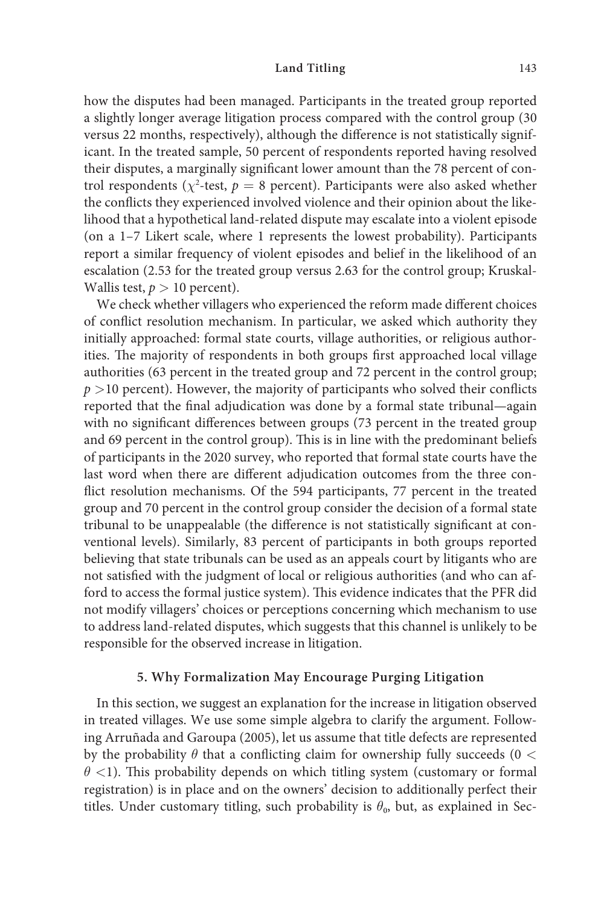how the disputes had been managed. Participants in the treated group reported a slightly longer average litigation process compared with the control group (30 versus 22 months, respectively), although the difference is not statistically significant. In the treated sample, 50 percent of respondents reported having resolved their disputes, a marginally significant lower amount than the 78 percent of control respondents ($\chi^2$-test, $p = 8$ percent). Participants were also asked whether the conflicts they experienced involved violence and their opinion about the likelihood that a hypothetical land-related dispute may escalate into a violent episode (on a 1–7 Likert scale, where 1 represents the lowest probability). Participants report a similar frequency of violent episodes and belief in the likelihood of an escalation (2.53 for the treated group versus 2.63 for the control group; Kruskal-Wallis test, $p > 10$ percent).

We check whether villagers who experienced the reform made different choices of conflict resolution mechanism. In particular, we asked which authority they initially approached: formal state courts, village authorities, or religious authorities. The majority of respondents in both groups first approached local village authorities (63 percent in the treated group and 72 percent in the control group; $p > 10$ percent). However, the majority of participants who solved their conflicts reported that the final adjudication was done by a formal state tribunal—again with no significant differences between groups (73 percent in the treated group and 69 percent in the control group). This is in line with the predominant beliefs of participants in the 2020 survey, who reported that formal state courts have the last word when there are different adjudication outcomes from the three conflict resolution mechanisms. Of the 594 participants, 77 percent in the treated group and 70 percent in the control group consider the decision of a formal state tribunal to be unappealable (the difference is not statistically significant at conventional levels). Similarly, 83 percent of participants in both groups reported believing that state tribunals can be used as an appeals court by litigants who are not satisfied with the judgment of local or religious authorities (and who can afford to access the formal justice system). This evidence indicates that the PFR did not modify villagers' choices or perceptions concerning which mechanism to use to address land-related disputes, which suggests that this channel is unlikely to be responsible for the observed increase in litigation.

## 5. Why Formalization May Encourage Purging Litigation

In this section, we suggest an explanation for the increase in litigation observed in treated villages. We use some simple algebra to clarify the argument. Following Arruñada and Garoupa (2005), let us assume that title defects are represented by the probability $\theta$ that a conflicting claim for ownership fully succeeds ($0 < \theta < 1$). This probability depends on which titling system (customary or formal registration) is in place and on the owners' decision to additionally perfect their titles. Under customary titling, such probability is $\theta_0$, but, as explained in Sec-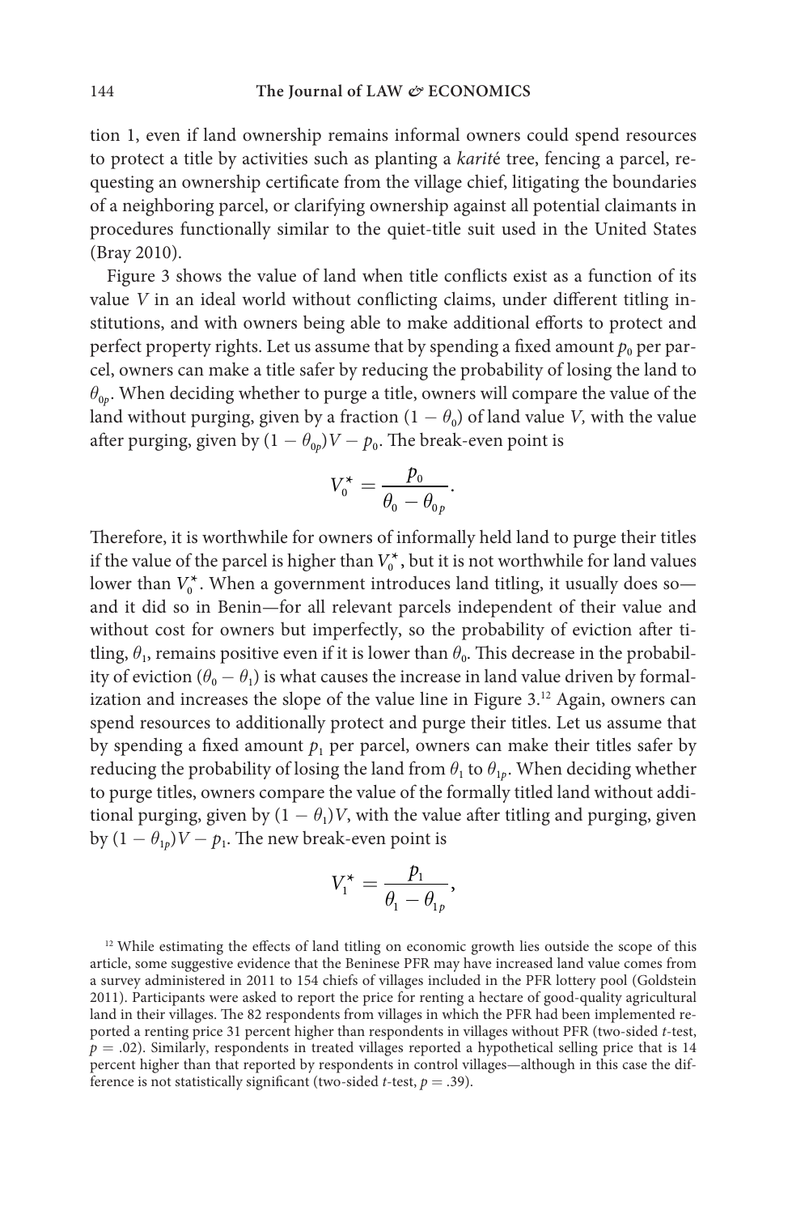tion 1, even if land ownership remains informal owners could spend resources to protect a title by activities such as planting a *karité* tree, fencing a parcel, requesting an ownership certificate from the village chief, litigating the boundaries of a neighboring parcel, or clarifying ownership against all potential claimants in procedures functionally similar to the quiet-title suit used in the United States (Bray 2010).

Figure 3 shows the value of land when title conflicts exist as a function of its value $V$ in an ideal world without conflicting claims, under different titling institutions, and with owners being able to make additional efforts to protect and perfect property rights. Let us assume that by spending a fixed amount $p_0$ per parcel, owners can make a title safer by reducing the probability of losing the land to $\theta_{0p}$. When deciding whether to purge a title, owners will compare the value of the land without purging, given by a fraction $(1 - \theta_0)$ of land value $V$, with the value after purging, given by $(1 - \theta_{0p})V - p_0$. The break-even point is

$$V_0^* = \frac{p_0}{\theta_0 - \theta_{0p}}.$$

Therefore, it is worthwhile for owners of informally held land to purge their titles if the value of the parcel is higher than $V_0^*$, but it is not worthwhile for land values lower than $V_0^*$. When a government introduces land titling, it usually does so—and it did so in Benin—for all relevant parcels independent of their value and without cost for owners but imperfectly, so the probability of eviction after titling, $\theta_1$, remains positive even if it is lower than $\theta_0$. This decrease in the probability of eviction $(\theta_0 - \theta_1)$ is what causes the increase in land value driven by formalization and increases the slope of the value line in Figure 3.[12] Again, owners can spend resources to additionally protect and purge their titles. Let us assume that by spending a fixed amount $p_1$ per parcel, owners can make their titles safer by reducing the probability of losing the land from $\theta_1$ to $\theta_{1p}$. When deciding whether to purge titles, owners compare the value of the formally titled land without additional purging, given by $(1 - \theta_1)V$, with the value after titling and purging, given by $(1 - \theta_{1p})V - p_1$. The new break-even point is

$$V_1^* = \frac{p_1}{\theta_1 - \theta_{1p}},$$

[12] While estimating the effects of land titling on economic growth lies outside the scope of this article, some suggestive evidence that the Beninese PFR may have increased land value comes from a survey administered in 2011 to 154 chiefs of villages included in the PFR lottery pool (Goldstein 2011). Participants were asked to report the price for renting a hectare of good-quality agricultural land in their villages. The 82 respondents from villages in which the PFR had been implemented reported a renting price 31 percent higher than respondents in villages without PFR (two-sided $t$-test, $p = .02$). Similarly, respondents in treated villages reported a hypothetical selling price that is 14 percent higher than that reported by respondents in control villages—although in this case the difference is not statistically significant (two-sided $t$-test, $p = .39$).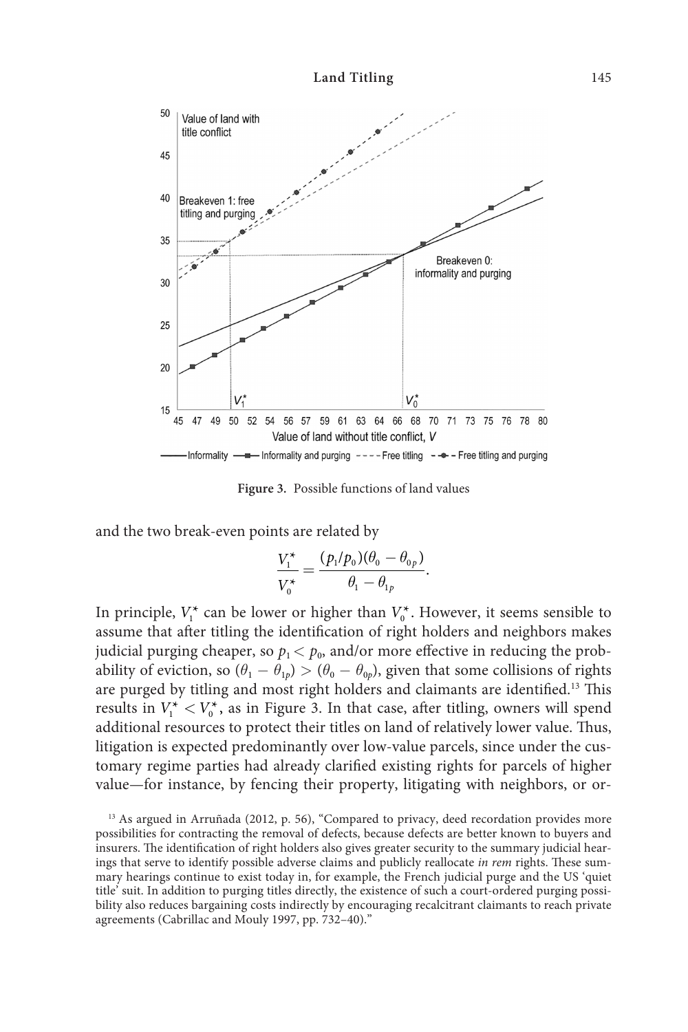Value of land with title conflict

50
45
40
35
30
25
20
15

Breakeven 1: free titling and purging

Breakeven 0: informality and purging

$V_1^*$

$V_0^*$

45 47 49 50 52 54 56 57 59 61 63 64 66 68 70 71 73 75 76 78 80

Value of land without title conflict, $V$

Informality — Informality and purging - - - - Free titling - - Free titling and purging

**Figure 3.** Possible functions of land values

and the two break-even points are related by

$$\frac{V_1^*}{V_0^*} = \frac{(p_1/p_0)(\theta_0 - \theta_{0p})}{\theta_1 - \theta_{1p}}.$$

In principle, $V_1^*$ can be lower or higher than $V_0^*$. However, it seems sensible to assume that after titling the identification of right holders and neighbors makes judicial purging cheaper, so $p_1 < p_0$, and/or more effective in reducing the probability of eviction, so $(\theta_1 - \theta_{1p}) > (\theta_0 - \theta_{0p})$, given that some collisions of rights are purged by titling and most right holders and claimants are identified.[13] This results in $V_1^* < V_0^*$, as in Figure 3. In that case, after titling, owners will spend additional resources to protect their titles on land of relatively lower value. Thus, litigation is expected predominantly over low-value parcels, since under the customary regime parties had already clarified existing rights for parcels of higher value—for instance, by fencing their property, litigating with neighbors, or or-

[13] As argued in Arruñada (2012, p. 56), "Compared to privacy, deed recordation provides more possibilities for contracting the removal of defects, because defects are better known to buyers and insurers. The identification of right holders also gives greater security to the summary judicial hearings that serve to identify possible adverse claims and publicly reallocate *in rem* rights. These summary hearings continue to exist today in, for example, the French judicial purge and the US 'quiet title' suit. In addition to purging titles directly, the existence of such a court-ordered purging possibility also reduces bargaining costs indirectly by encouraging recalcitrant claimants to reach private agreements (Cabrillac and Mouly 1997, pp. 732–40)."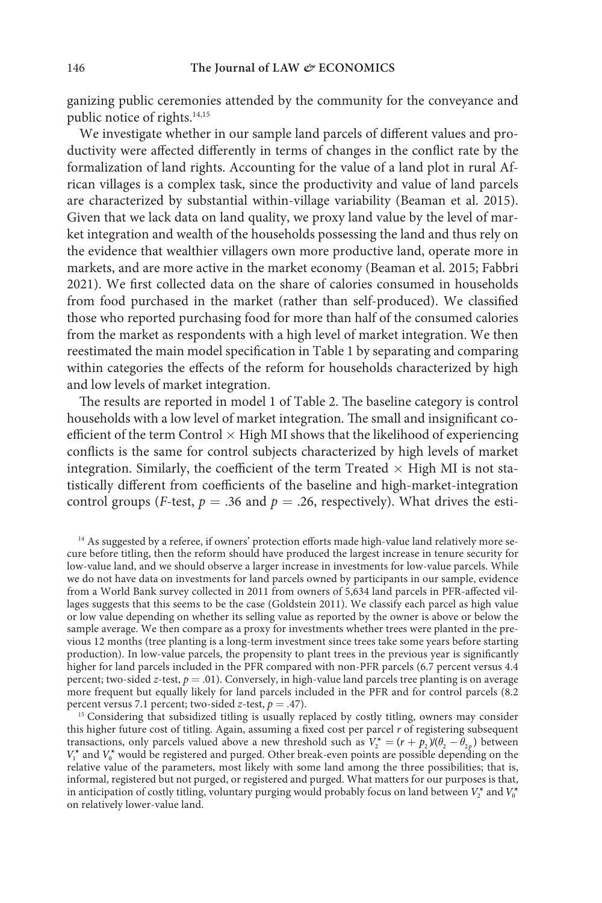ganizing public ceremonies attended by the community for the conveyance and public notice of rights.[14,15]

We investigate whether in our sample land parcels of different values and productivity were affected differently in terms of changes in the conflict rate by the formalization of land rights. Accounting for the value of a land plot in rural African villages is a complex task, since the productivity and value of land parcels are characterized by substantial within-village variability (Beaman et al. 2015). Given that we lack data on land quality, we proxy land value by the level of market integration and wealth of the households possessing the land and thus rely on the evidence that wealthier villagers own more productive land, operate more in markets, and are more active in the market economy (Beaman et al. 2015; Fabbri 2021). We first collected data on the share of calories consumed in households from food purchased in the market (rather than self-produced). We classified those who reported purchasing food for more than half of the consumed calories from the market as respondents with a high level of market integration. We then reestimated the main model specification in Table 1 by separating and comparing within categories the effects of the reform for households characterized by high and low levels of market integration.

The results are reported in model 1 of Table 2. The baseline category is control households with a low level of market integration. The small and insignificant coefficient of the term Control × High MI shows that the likelihood of experiencing conflicts is the same for control subjects characterized by high levels of market integration. Similarly, the coefficient of the term Treated × High MI is not statistically different from coefficients of the baseline and high-market-integration control groups (*F*-test, $p = .36$ and $p = .26$, respectively). What drives the esti-

[14] As suggested by a referee, if owners' protection efforts made high-value land relatively more secure before titling, then the reform should have produced the largest increase in tenure security for low-value land, and we should observe a larger increase in investments for low-value parcels. While we do not have data on investments for land parcels owned by participants in our sample, evidence from a World Bank survey collected in 2011 from owners of 5,634 land parcels in PFR-affected villages suggests that this seems to be the case (Goldstein 2011). We classify each parcel as high value or low value depending on whether its selling value as reported by the owner is above or below the sample average. We then compare as a proxy for investments whether trees were planted in the previous 12 months (tree planting is a long-term investment since trees take some years before starting production). In low-value parcels, the propensity to plant trees in the previous year is significantly higher for land parcels included in the PFR compared with non-PFR parcels (6.7 percent versus 4.4 percent; two-sided *z*-test, $p = .01$). Conversely, in high-value land parcels tree planting is on average more frequent but equally likely for land parcels included in the PFR and for control parcels (8.2 percent versus 7.1 percent; two-sided *z*-test, $p = .47$).

[15] Considering that subsidized titling is usually replaced by costly titling, owners may consider this higher future cost of titling. Again, assuming a fixed cost per parcel *r* of registering subsequent transactions, only parcels valued above a new threshold such as $V_2^\star = (r + p_2)/(\theta_2 - \theta_{2_p})$ between $V_1^\star$ and $V_0^\star$ would be registered and purged. Other break-even points are possible depending on the relative value of the parameters, most likely with some land among the three possibilities; that is, informal, registered but not purged, or registered and purged. What matters for our purposes is that, in anticipation of costly titling, voluntary purging would probably focus on land between $V_2^\star$ and $V_0^\star$ on relatively lower-value land.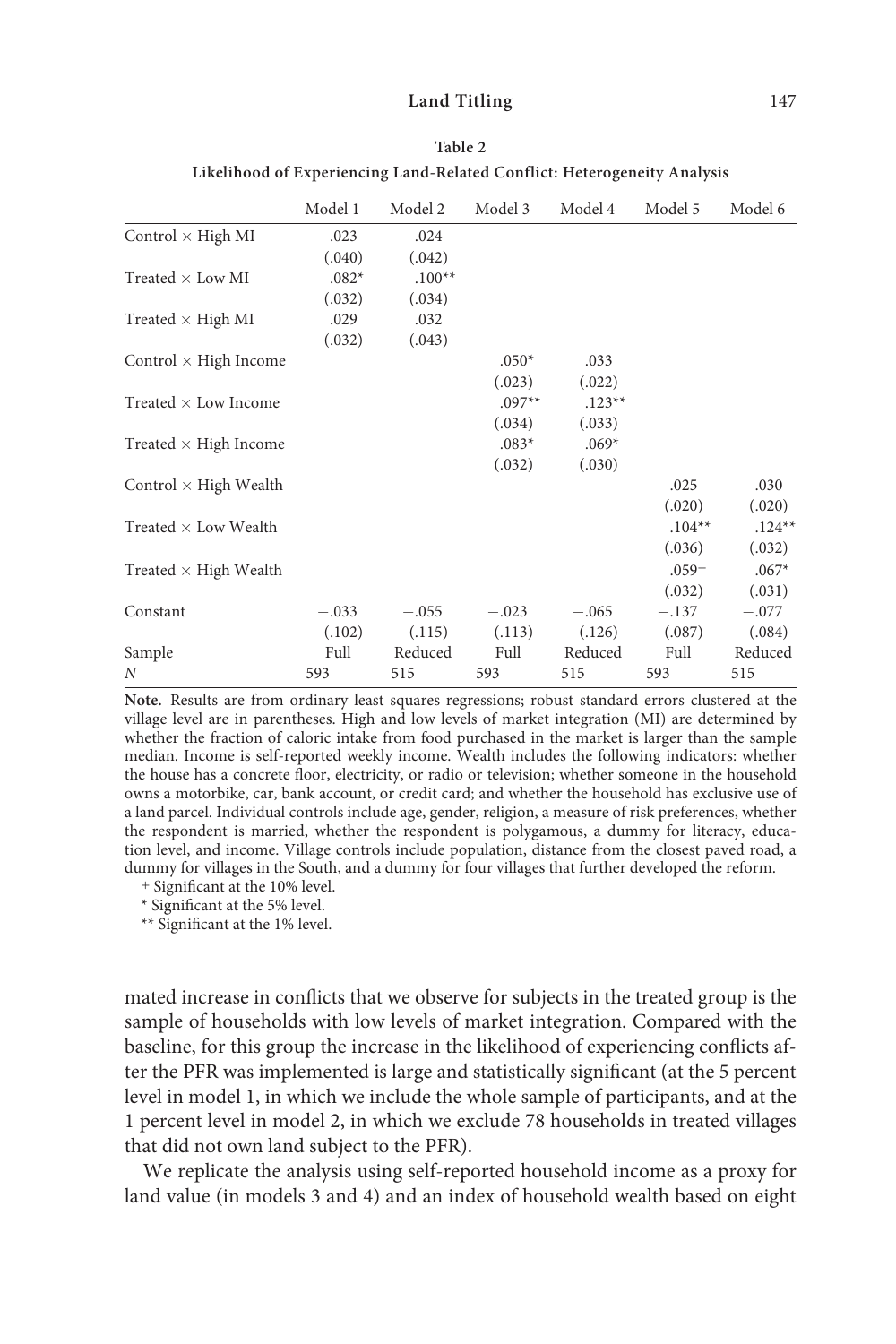**Table 2**
**Likelihood of Experiencing Land-Related Conflict: Heterogeneity Analysis**

| | Model 1 | Model 2 | Model 3 | Model 4 | Model 5 | Model 6 |
|---|---|---|---|---|---|---|
| Control × High MI | −.023 | −.024 | | | | |
| | (.040) | (.042) | | | | |
| Treated × Low MI | .082* | .100** | | | | |
| | (.032) | (.034) | | | | |
| Treated × High MI | .029 | .032 | | | | |
| | (.032) | (.043) | | | | |
| Control × High Income | | | .050* | .033 | | |
| | | | (.023) | (.022) | | |
| Treated × Low Income | | | .097** | .123** | | |
| | | | (.034) | (.033) | | |
| Treated × High Income | | | .083* | .069* | | |
| | | | (.032) | (.030) | | |
| Control × High Wealth | | | | | .025 | .030 |
| | | | | | (.020) | (.020) |
| Treated × Low Wealth | | | | | .104** | .124** |
| | | | | | (.036) | (.032) |
| Treated × High Wealth | | | | | .059+ | .067* |
| | | | | | (.032) | (.031) |
| Constant | −.033 | −.055 | −.023 | −.065 | −.137 | −.077 |
| | (.102) | (.115) | (.113) | (.126) | (.087) | (.084) |
| Sample | Full | Reduced | Full | Reduced | Full | Reduced |
| *N* | 593 | 515 | 593 | 515 | 593 | 515 |

**Note.** Results are from ordinary least squares regressions; robust standard errors clustered at the village level are in parentheses. High and low levels of market integration (MI) are determined by whether the fraction of caloric intake from food purchased in the market is larger than the sample median. Income is self-reported weekly income. Wealth includes the following indicators: whether the house has a concrete floor, electricity, or radio or television; whether someone in the household owns a motorbike, car, bank account, or credit card; and whether the household has exclusive use of a land parcel. Individual controls include age, gender, religion, a measure of risk preferences, whether the respondent is married, whether the respondent is polygamous, a dummy for literacy, education level, and income. Village controls include population, distance from the closest paved road, a dummy for villages in the South, and a dummy for four villages that further developed the reform.

+ Significant at the 10% level.

* Significant at the 5% level.

** Significant at the 1% level.

mated increase in conflicts that we observe for subjects in the treated group is the sample of households with low levels of market integration. Compared with the baseline, for this group the increase in the likelihood of experiencing conflicts after the PFR was implemented is large and statistically significant (at the 5 percent level in model 1, in which we include the whole sample of participants, and at the 1 percent level in model 2, in which we exclude 78 households in treated villages that did not own land subject to the PFR).

We replicate the analysis using self-reported household income as a proxy for land value (in models 3 and 4) and an index of household wealth based on eight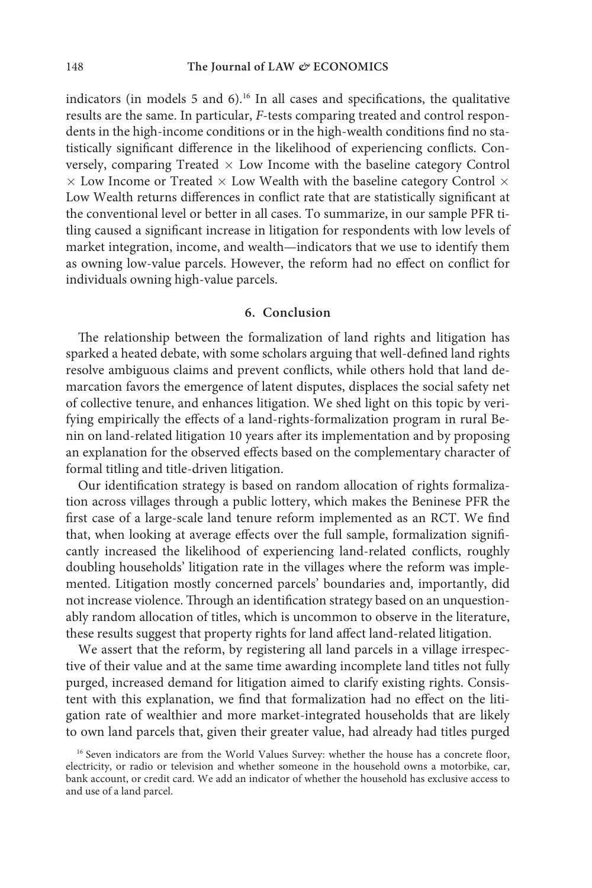indicators (in models 5 and 6).[16] In all cases and specifications, the qualitative results are the same. In particular, *F*-tests comparing treated and control respondents in the high-income conditions or in the high-wealth conditions find no statistically significant difference in the likelihood of experiencing conflicts. Conversely, comparing Treated × Low Income with the baseline category Control × Low Income or Treated × Low Wealth with the baseline category Control × Low Wealth returns differences in conflict rate that are statistically significant at the conventional level or better in all cases. To summarize, in our sample PFR titling caused a significant increase in litigation for respondents with low levels of market integration, income, and wealth—indicators that we use to identify them as owning low-value parcels. However, the reform had no effect on conflict for individuals owning high-value parcels.

## 6. Conclusion

The relationship between the formalization of land rights and litigation has sparked a heated debate, with some scholars arguing that well-defined land rights resolve ambiguous claims and prevent conflicts, while others hold that land demarcation favors the emergence of latent disputes, displaces the social safety net of collective tenure, and enhances litigation. We shed light on this topic by verifying empirically the effects of a land-rights-formalization program in rural Benin on land-related litigation 10 years after its implementation and by proposing an explanation for the observed effects based on the complementary character of formal titling and title-driven litigation.

Our identification strategy is based on random allocation of rights formalization across villages through a public lottery, which makes the Beninese PFR the first case of a large-scale land tenure reform implemented as an RCT. We find that, when looking at average effects over the full sample, formalization significantly increased the likelihood of experiencing land-related conflicts, roughly doubling households' litigation rate in the villages where the reform was implemented. Litigation mostly concerned parcels' boundaries and, importantly, did not increase violence. Through an identification strategy based on an unquestionably random allocation of titles, which is uncommon to observe in the literature, these results suggest that property rights for land affect land-related litigation.

We assert that the reform, by registering all land parcels in a village irrespective of their value and at the same time awarding incomplete land titles not fully purged, increased demand for litigation aimed to clarify existing rights. Consistent with this explanation, we find that formalization had no effect on the litigation rate of wealthier and more market-integrated households that are likely to own land parcels that, given their greater value, had already had titles purged

[16] Seven indicators are from the World Values Survey: whether the house has a concrete floor, electricity, or radio or television and whether someone in the household owns a motorbike, car, bank account, or credit card. We add an indicator of whether the household has exclusive access to and use of a land parcel.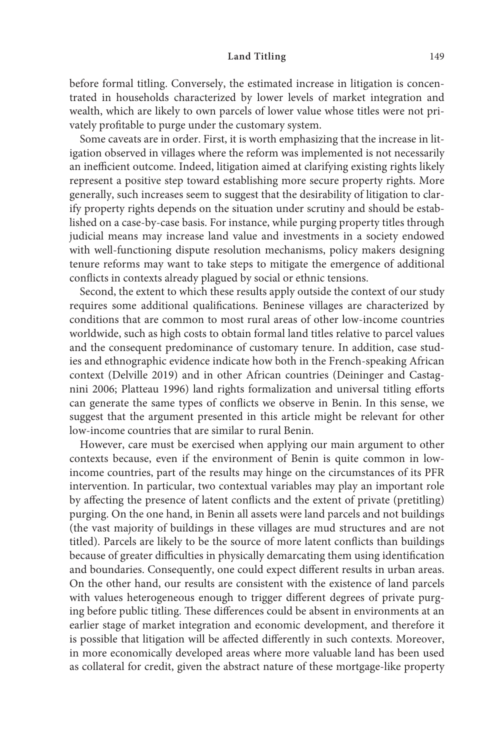before formal titling. Conversely, the estimated increase in litigation is concentrated in households characterized by lower levels of market integration and wealth, which are likely to own parcels of lower value whose titles were not privately profitable to purge under the customary system.

Some caveats are in order. First, it is worth emphasizing that the increase in litigation observed in villages where the reform was implemented is not necessarily an inefficient outcome. Indeed, litigation aimed at clarifying existing rights likely represent a positive step toward establishing more secure property rights. More generally, such increases seem to suggest that the desirability of litigation to clarify property rights depends on the situation under scrutiny and should be established on a case-by-case basis. For instance, while purging property titles through judicial means may increase land value and investments in a society endowed with well-functioning dispute resolution mechanisms, policy makers designing tenure reforms may want to take steps to mitigate the emergence of additional conflicts in contexts already plagued by social or ethnic tensions.

Second, the extent to which these results apply outside the context of our study requires some additional qualifications. Beninese villages are characterized by conditions that are common to most rural areas of other low-income countries worldwide, such as high costs to obtain formal land titles relative to parcel values and the consequent predominance of customary tenure. In addition, case studies and ethnographic evidence indicate how both in the French-speaking African context (Delville 2019) and in other African countries (Deininger and Castagnini 2006; Platteau 1996) land rights formalization and universal titling efforts can generate the same types of conflicts we observe in Benin. In this sense, we suggest that the argument presented in this article might be relevant for other low-income countries that are similar to rural Benin.

However, care must be exercised when applying our main argument to other contexts because, even if the environment of Benin is quite common in low-income countries, part of the results may hinge on the circumstances of its PFR intervention. In particular, two contextual variables may play an important role by affecting the presence of latent conflicts and the extent of private (pretitling) purging. On the one hand, in Benin all assets were land parcels and not buildings (the vast majority of buildings in these villages are mud structures and are not titled). Parcels are likely to be the source of more latent conflicts than buildings because of greater difficulties in physically demarcating them using identification and boundaries. Consequently, one could expect different results in urban areas. On the other hand, our results are consistent with the existence of land parcels with values heterogeneous enough to trigger different degrees of private purging before public titling. These differences could be absent in environments at an earlier stage of market integration and economic development, and therefore it is possible that litigation will be affected differently in such contexts. Moreover, in more economically developed areas where more valuable land has been used as collateral for credit, given the abstract nature of these mortgage-like property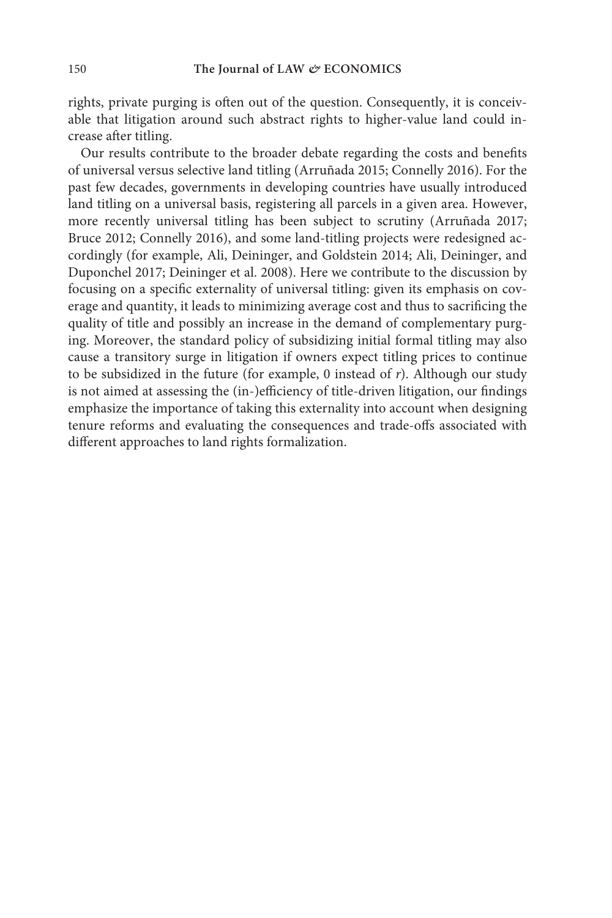rights, private purging is often out of the question. Consequently, it is conceivable that litigation around such abstract rights to higher-value land could increase after titling.

Our results contribute to the broader debate regarding the costs and benefits of universal versus selective land titling (Arruñada 2015; Connelly 2016). For the past few decades, governments in developing countries have usually introduced land titling on a universal basis, registering all parcels in a given area. However, more recently universal titling has been subject to scrutiny (Arruñada 2017; Bruce 2012; Connelly 2016), and some land-titling projects were redesigned accordingly (for example, Ali, Deininger, and Goldstein 2014; Ali, Deininger, and Duponchel 2017; Deininger et al. 2008). Here we contribute to the discussion by focusing on a specific externality of universal titling: given its emphasis on coverage and quantity, it leads to minimizing average cost and thus to sacrificing the quality of title and possibly an increase in the demand of complementary purging. Moreover, the standard policy of subsidizing initial formal titling may also cause a transitory surge in litigation if owners expect titling prices to continue to be subsidized in the future (for example, 0 instead of $r$). Although our study is not aimed at assessing the (in-)efficiency of title-driven litigation, our findings emphasize the importance of taking this externality into account when designing tenure reforms and evaluating the consequences and trade-offs associated with different approaches to land rights formalization.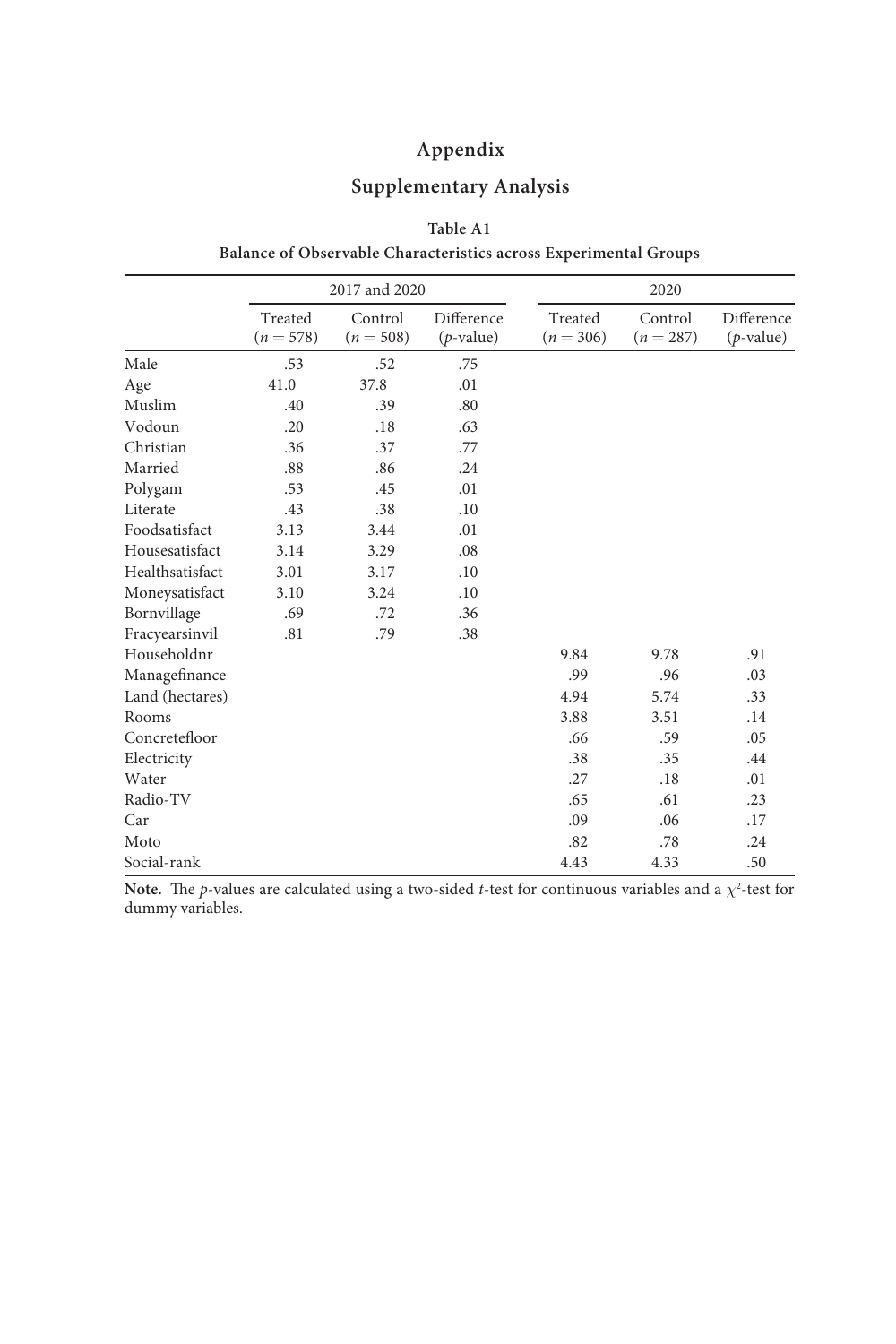# Appendix

## Supplementary Analysis

**Table A1**

**Balance of Observable Characteristics across Experimental Groups**

| | 2017 and 2020 | | | 2020 | | |
|---|---|---|---|---|---|---|
| | Treated ($n = 578$) | Control ($n = 508$) | Difference ($p$-value) | Treated ($n = 306$) | Control ($n = 287$) | Difference ($p$-value) |
| Male | .53 | .52 | .75 | | | |
| Age | 41.0 | 37.8 | .01 | | | |
| Muslim | .40 | .39 | .80 | | | |
| Vodoun | .20 | .18 | .63 | | | |
| Christian | .36 | .37 | .77 | | | |
| Married | .88 | .86 | .24 | | | |
| Polygam | .53 | .45 | .01 | | | |
| Literate | .43 | .38 | .10 | | | |
| Foodsatisfact | 3.13 | 3.44 | .01 | | | |
| Housesatisfact | 3.14 | 3.29 | .08 | | | |
| Healthsatisfact | 3.01 | 3.17 | .10 | | | |
| Moneysatisfact | 3.10 | 3.24 | .10 | | | |
| Bornvillage | .69 | .72 | .36 | | | |
| Fracyearsinvil | .81 | .79 | .38 | | | |
| Householdnr | | | | 9.84 | 9.78 | .91 |
| Managefinance | | | | .99 | .96 | .03 |
| Land (hectares) | | | | 4.94 | 5.74 | .33 |
| Rooms | | | | 3.88 | 3.51 | .14 |
| Concretefloor | | | | .66 | .59 | .05 |
| Electricity | | | | .38 | .35 | .44 |
| Water | | | | .27 | .18 | .01 |
| Radio-TV | | | | .65 | .61 | .23 |
| Car | | | | .09 | .06 | .17 |
| Moto | | | | .82 | .78 | .24 |
| Social-rank | | | | 4.43 | 4.33 | .50 |

**Note.** The $p$-values are calculated using a two-sided $t$-test for continuous variables and a $\chi^2$-test for dummy variables.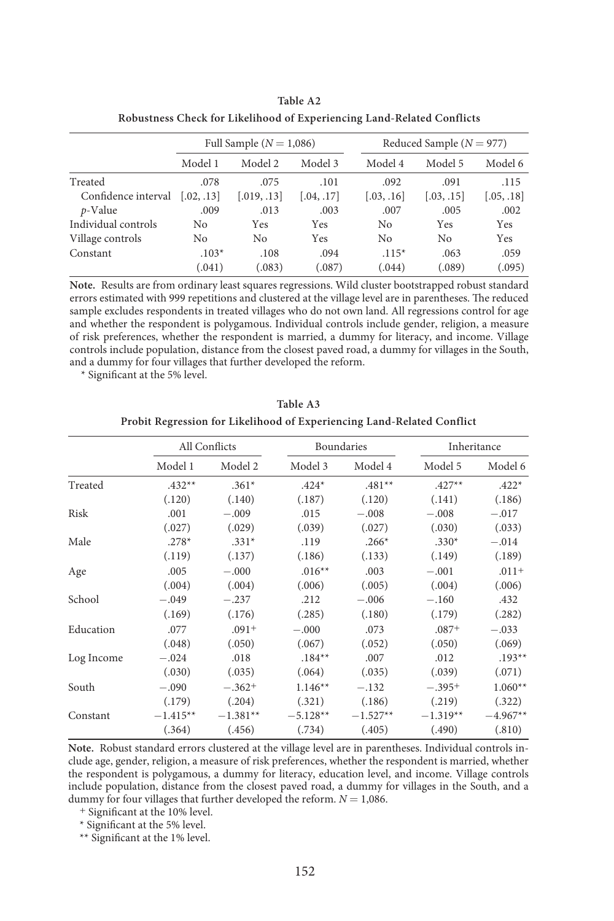**Table A2**

**Robustness Check for Likelihood of Experiencing Land-Related Conflicts**

| | Full Sample ($N = 1{,}086$) | | | Reduced Sample ($N = 977$) | | |
|---|---|---|---|---|---|---|
| | Model 1 | Model 2 | Model 3 | Model 4 | Model 5 | Model 6 |
| Treated | .078 | .075 | .101 | .092 | .091 | .115 |
| Confidence interval | [.02, .13] | [.019, .13] | [.04, .17] | [.03, .16] | [.03, .15] | [.05, .18] |
| *p*-Value | .009 | .013 | .003 | .007 | .005 | .002 |
| Individual controls | No | Yes | Yes | No | Yes | Yes |
| Village controls | No | No | Yes | No | No | Yes |
| Constant | .103* | .108 | .094 | .115* | .063 | .059 |
| | (.041) | (.083) | (.087) | (.044) | (.089) | (.095) |

**Note.** Results are from ordinary least squares regressions. Wild cluster bootstrapped robust standard errors estimated with 999 repetitions and clustered at the village level are in parentheses. The reduced sample excludes respondents in treated villages who do not own land. All regressions control for age and whether the respondent is polygamous. Individual controls include gender, religion, a measure of risk preferences, whether the respondent is married, a dummy for literacy, and income. Village controls include population, distance from the closest paved road, a dummy for villages in the South, and a dummy for four villages that further developed the reform.

\* Significant at the 5% level.

**Table A3**

**Probit Regression for Likelihood of Experiencing Land-Related Conflict**

| | All Conflicts | | Boundaries | | Inheritance | |
|---|---|---|---|---|---|---|
| | Model 1 | Model 2 | Model 3 | Model 4 | Model 5 | Model 6 |
| Treated | .432** | .361* | .424* | .481** | .427** | .422* |
| | (.120) | (.140) | (.187) | (.120) | (.141) | (.186) |
| Risk | .001 | −.009 | .015 | −.008 | −.008 | −.017 |
| | (.027) | (.029) | (.039) | (.027) | (.030) | (.033) |
| Male | .278* | .331* | .119 | .266* | .330* | −.014 |
| | (.119) | (.137) | (.186) | (.133) | (.149) | (.189) |
| Age | .005 | −.000 | .016** | .003 | −.001 | .011+ |
| | (.004) | (.004) | (.006) | (.005) | (.004) | (.006) |
| School | −.049 | −.237 | .212 | −.006 | −.160 | .432 |
| | (.169) | (.176) | (.285) | (.180) | (.179) | (.282) |
| Education | .077 | .091+ | −.000 | .073 | .087+ | −.033 |
| | (.048) | (.050) | (.067) | (.052) | (.050) | (.069) |
| Log Income | −.024 | .018 | .184** | .007 | .012 | .193** |
| | (.030) | (.035) | (.064) | (.035) | (.039) | (.071) |
| South | −.090 | −.362+ | 1.146** | −.132 | −.395+ | 1.060** |
| | (.179) | (.204) | (.321) | (.186) | (.219) | (.322) |
| Constant | −1.415** | −1.381** | −5.128** | −1.527** | −1.319** | −4.967** |
| | (.364) | (.456) | (.734) | (.405) | (.490) | (.810) |

**Note.** Robust standard errors clustered at the village level are in parentheses. Individual controls include age, gender, religion, a measure of risk preferences, whether the respondent is married, whether the respondent is polygamous, a dummy for literacy, education level, and income. Village controls include population, distance from the closest paved road, a dummy for villages in the South, and a dummy for four villages that further developed the reform. $N = 1{,}086$.

+ Significant at the 10% level.

\* Significant at the 5% level.

\*\* Significant at the 1% level.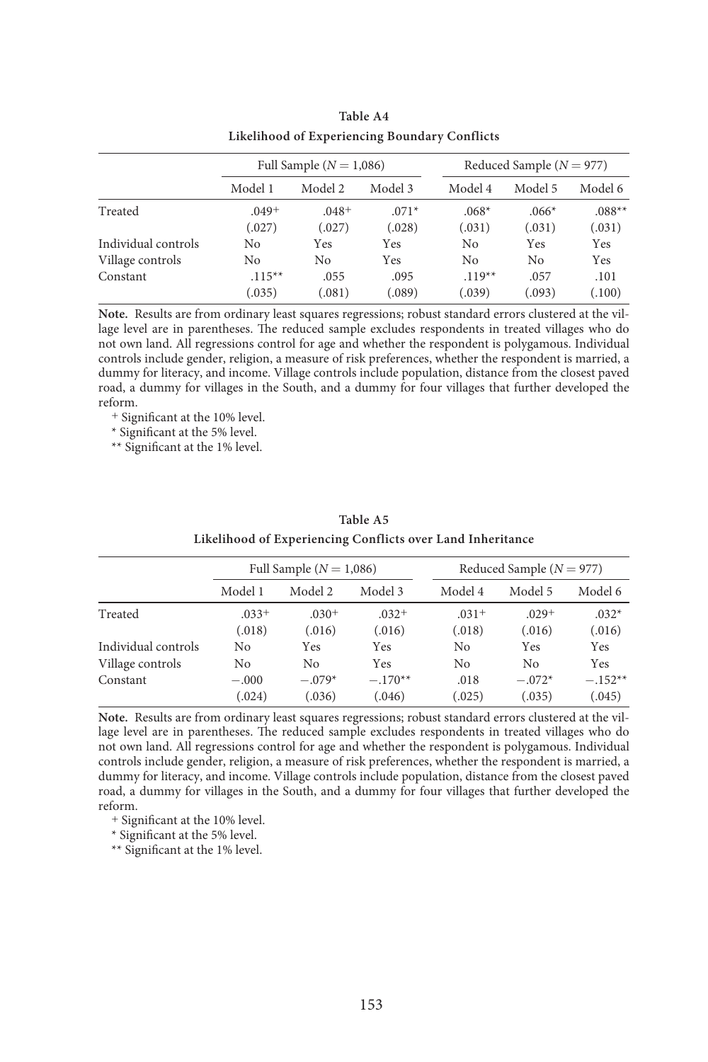**Table A4**
**Likelihood of Experiencing Boundary Conflicts**

| | Full Sample ($N = 1{,}086$) | | | Reduced Sample ($N = 977$) | | |
|---|---|---|---|---|---|---|
| | Model 1 | Model 2 | Model 3 | Model 4 | Model 5 | Model 6 |
| Treated | .049+ | .048+ | .071* | .068* | .066* | .088** |
| | (.027) | (.027) | (.028) | (.031) | (.031) | (.031) |
| Individual controls | No | Yes | Yes | No | Yes | Yes |
| Village controls | No | No | Yes | No | No | Yes |
| Constant | .115** | .055 | .095 | .119** | .057 | .101 |
| | (.035) | (.081) | (.089) | (.039) | (.093) | (.100) |

**Note.** Results are from ordinary least squares regressions; robust standard errors clustered at the village level are in parentheses. The reduced sample excludes respondents in treated villages who do not own land. All regressions control for age and whether the respondent is polygamous. Individual controls include gender, religion, a measure of risk preferences, whether the respondent is married, a dummy for literacy, and income. Village controls include population, distance from the closest paved road, a dummy for villages in the South, and a dummy for four villages that further developed the reform.

+ Significant at the 10% level.

* Significant at the 5% level.

** Significant at the 1% level.

**Table A5**
**Likelihood of Experiencing Conflicts over Land Inheritance**

| | Full Sample ($N = 1{,}086$) | | | Reduced Sample ($N = 977$) | | |
|---|---|---|---|---|---|---|
| | Model 1 | Model 2 | Model 3 | Model 4 | Model 5 | Model 6 |
| Treated | .033+ | .030+ | .032+ | .031+ | .029+ | .032* |
| | (.018) | (.016) | (.016) | (.018) | (.016) | (.016) |
| Individual controls | No | Yes | Yes | No | Yes | Yes |
| Village controls | No | No | Yes | No | No | Yes |
| Constant | −.000 | −.079* | −.170** | .018 | −.072* | −.152** |
| | (.024) | (.036) | (.046) | (.025) | (.035) | (.045) |

**Note.** Results are from ordinary least squares regressions; robust standard errors clustered at the village level are in parentheses. The reduced sample excludes respondents in treated villages who do not own land. All regressions control for age and whether the respondent is polygamous. Individual controls include gender, religion, a measure of risk preferences, whether the respondent is married, a dummy for literacy, and income. Village controls include population, distance from the closest paved road, a dummy for villages in the South, and a dummy for four villages that further developed the reform.

+ Significant at the 10% level.

* Significant at the 5% level.

** Significant at the 1% level.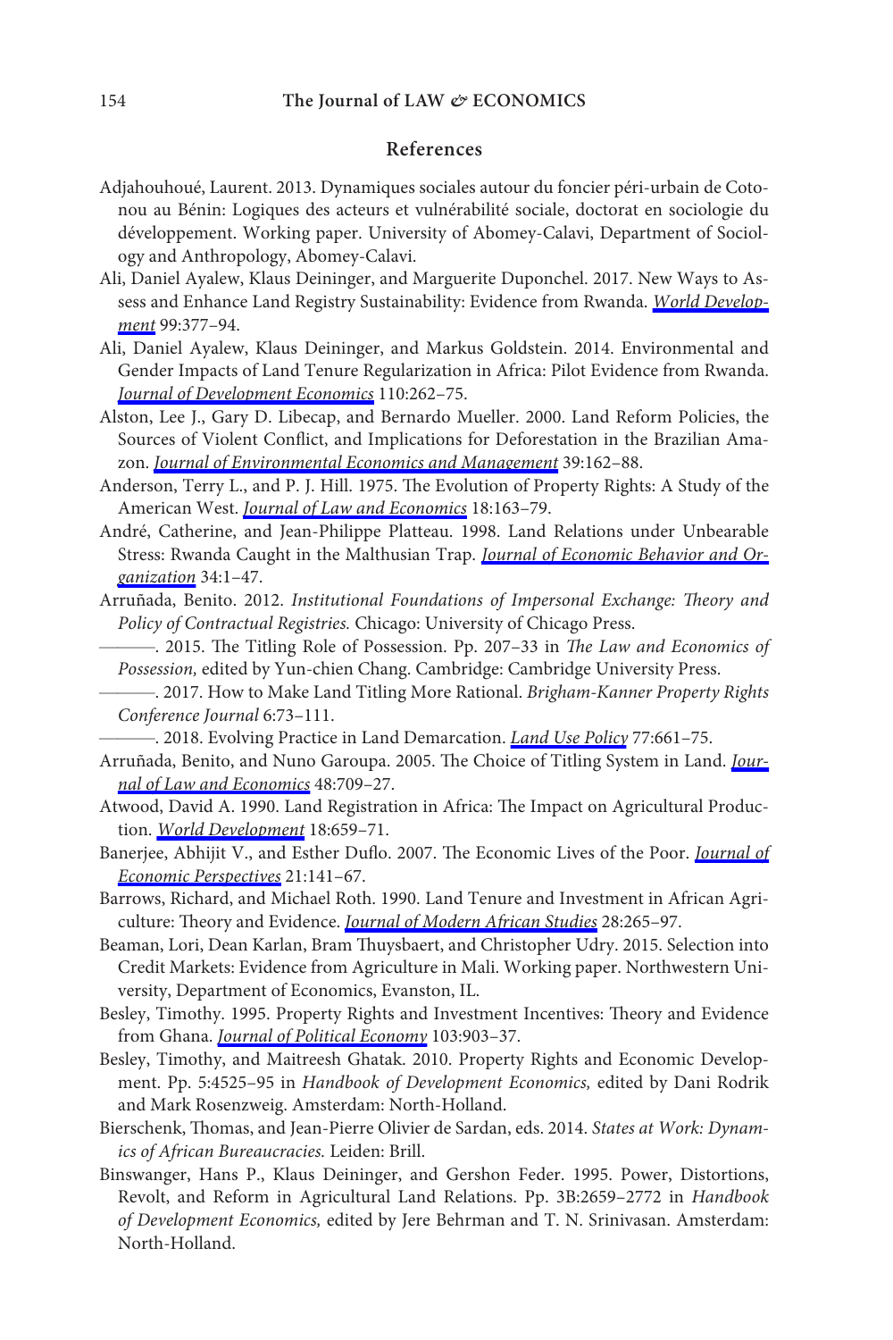## References

Adjahouhoué, Laurent. 2013. Dynamiques sociales autour du foncier péri-urbain de Cotonou au Bénin: Logiques des acteurs et vulnérabilité sociale, doctorat en sociologie du développement. Working paper. University of Abomey-Calavi, Department of Sociology and Anthropology, Abomey-Calavi.

Ali, Daniel Ayalew, Klaus Deininger, and Marguerite Duponchel. 2017. New Ways to Assess and Enhance Land Registry Sustainability: Evidence from Rwanda. *World Development* 99:377–94.

Ali, Daniel Ayalew, Klaus Deininger, and Markus Goldstein. 2014. Environmental and Gender Impacts of Land Tenure Regularization in Africa: Pilot Evidence from Rwanda. *Journal of Development Economics* 110:262–75.

Alston, Lee J., Gary D. Libecap, and Bernardo Mueller. 2000. Land Reform Policies, the Sources of Violent Conflict, and Implications for Deforestation in the Brazilian Amazon. *Journal of Environmental Economics and Management* 39:162–88.

Anderson, Terry L., and P. J. Hill. 1975. The Evolution of Property Rights: A Study of the American West. *Journal of Law and Economics* 18:163–79.

André, Catherine, and Jean-Philippe Platteau. 1998. Land Relations under Unbearable Stress: Rwanda Caught in the Malthusian Trap. *Journal of Economic Behavior and Organization* 34:1–47.

Arruñada, Benito. 2012. *Institutional Foundations of Impersonal Exchange: Theory and Policy of Contractual Registries.* Chicago: University of Chicago Press.

———. 2015. The Titling Role of Possession. Pp. 207–33 in *The Law and Economics of Possession,* edited by Yun-chien Chang. Cambridge: Cambridge University Press.

———. 2017. How to Make Land Titling More Rational. *Brigham-Kanner Property Rights Conference Journal* 6:73–111.

———. 2018. Evolving Practice in Land Demarcation. *Land Use Policy* 77:661–75.

Arruñada, Benito, and Nuno Garoupa. 2005. The Choice of Titling System in Land. *Journal of Law and Economics* 48:709–27.

Atwood, David A. 1990. Land Registration in Africa: The Impact on Agricultural Production. *World Development* 18:659–71.

Banerjee, Abhijit V., and Esther Duflo. 2007. The Economic Lives of the Poor. *Journal of Economic Perspectives* 21:141–67.

Barrows, Richard, and Michael Roth. 1990. Land Tenure and Investment in African Agriculture: Theory and Evidence. *Journal of Modern African Studies* 28:265–97.

Beaman, Lori, Dean Karlan, Bram Thuysbaert, and Christopher Udry. 2015. Selection into Credit Markets: Evidence from Agriculture in Mali. Working paper. Northwestern University, Department of Economics, Evanston, IL.

Besley, Timothy. 1995. Property Rights and Investment Incentives: Theory and Evidence from Ghana. *Journal of Political Economy* 103:903–37.

Besley, Timothy, and Maitreesh Ghatak. 2010. Property Rights and Economic Development. Pp. 5:4525–95 in *Handbook of Development Economics,* edited by Dani Rodrik and Mark Rosenzweig. Amsterdam: North-Holland.

Bierschenk, Thomas, and Jean-Pierre Olivier de Sardan, eds. 2014. *States at Work: Dynamics of African Bureaucracies.* Leiden: Brill.

Binswanger, Hans P., Klaus Deininger, and Gershon Feder. 1995. Power, Distortions, Revolt, and Reform in Agricultural Land Relations. Pp. 3B:2659–2772 in *Handbook of Development Economics,* edited by Jere Behrman and T. N. Srinivasan. Amsterdam: North-Holland.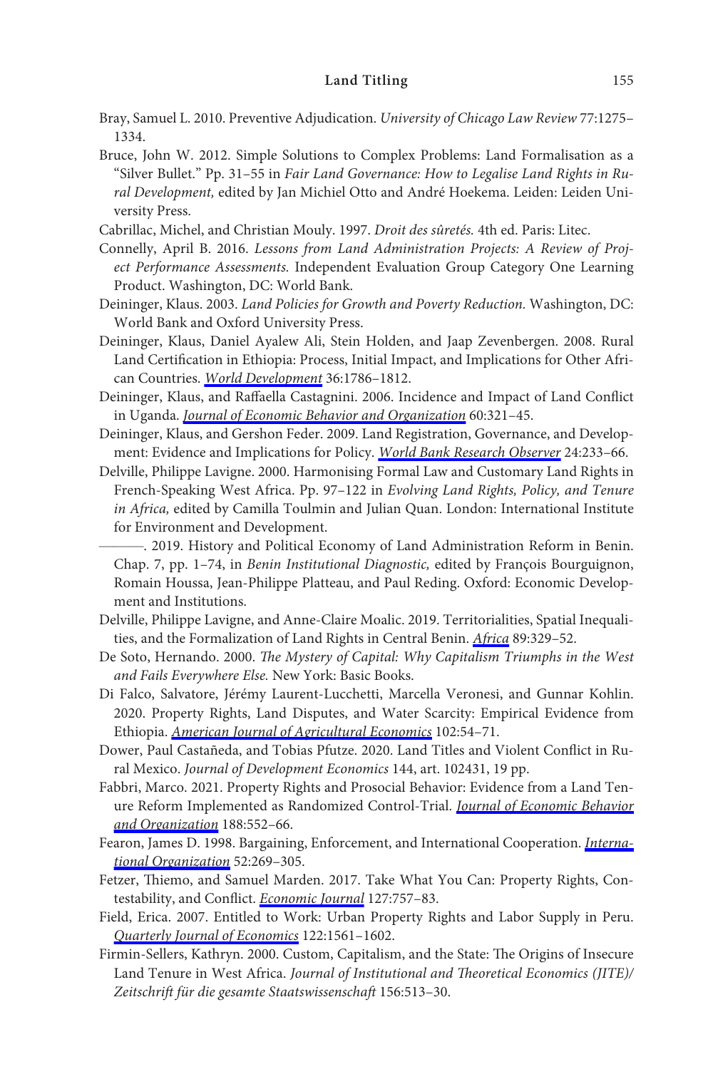Bray, Samuel L. 2010. Preventive Adjudication. *University of Chicago Law Review* 77:1275–1334.

Bruce, John W. 2012. Simple Solutions to Complex Problems: Land Formalisation as a "Silver Bullet." Pp. 31–55 in *Fair Land Governance: How to Legalise Land Rights in Rural Development,* edited by Jan Michiel Otto and André Hoekema. Leiden: Leiden University Press.

Cabrillac, Michel, and Christian Mouly. 1997. *Droit des sûretés.* 4th ed. Paris: Litec.

Connelly, April B. 2016. *Lessons from Land Administration Projects: A Review of Project Performance Assessments.* Independent Evaluation Group Category One Learning Product. Washington, DC: World Bank.

Deininger, Klaus. 2003. *Land Policies for Growth and Poverty Reduction.* Washington, DC: World Bank and Oxford University Press.

Deininger, Klaus, Daniel Ayalew Ali, Stein Holden, and Jaap Zevenbergen. 2008. Rural Land Certification in Ethiopia: Process, Initial Impact, and Implications for Other African Countries. *World Development* 36:1786–1812.

Deininger, Klaus, and Raffaella Castagnini. 2006. Incidence and Impact of Land Conflict in Uganda. *Journal of Economic Behavior and Organization* 60:321–45.

Deininger, Klaus, and Gershon Feder. 2009. Land Registration, Governance, and Development: Evidence and Implications for Policy. *World Bank Research Observer* 24:233–66.

Delville, Philippe Lavigne. 2000. Harmonising Formal Law and Customary Land Rights in French-Speaking West Africa. Pp. 97–122 in *Evolving Land Rights, Policy, and Tenure in Africa,* edited by Camilla Toulmin and Julian Quan. London: International Institute for Environment and Development.

———. 2019. History and Political Economy of Land Administration Reform in Benin. Chap. 7, pp. 1–74, in *Benin Institutional Diagnostic,* edited by François Bourguignon, Romain Houssa, Jean-Philippe Platteau, and Paul Reding. Oxford: Economic Development and Institutions.

Delville, Philippe Lavigne, and Anne-Claire Moalic. 2019. Territorialities, Spatial Inequalities, and the Formalization of Land Rights in Central Benin. *Africa* 89:329–52.

De Soto, Hernando. 2000. *The Mystery of Capital: Why Capitalism Triumphs in the West and Fails Everywhere Else.* New York: Basic Books.

Di Falco, Salvatore, Jérémy Laurent-Lucchetti, Marcella Veronesi, and Gunnar Kohlin. 2020. Property Rights, Land Disputes, and Water Scarcity: Empirical Evidence from Ethiopia. *American Journal of Agricultural Economics* 102:54–71.

Dower, Paul Castañeda, and Tobias Pfutze. 2020. Land Titles and Violent Conflict in Rural Mexico. *Journal of Development Economics* 144, art. 102431, 19 pp.

Fabbri, Marco. 2021. Property Rights and Prosocial Behavior: Evidence from a Land Tenure Reform Implemented as Randomized Control-Trial. *Journal of Economic Behavior and Organization* 188:552–66.

Fearon, James D. 1998. Bargaining, Enforcement, and International Cooperation. *International Organization* 52:269–305.

Fetzer, Thiemo, and Samuel Marden. 2017. Take What You Can: Property Rights, Contestability, and Conflict. *Economic Journal* 127:757–83.

Field, Erica. 2007. Entitled to Work: Urban Property Rights and Labor Supply in Peru. *Quarterly Journal of Economics* 122:1561–1602.

Firmin-Sellers, Kathryn. 2000. Custom, Capitalism, and the State: The Origins of Insecure Land Tenure in West Africa. *Journal of Institutional and Theoretical Economics (JITE)/Zeitschrift für die gesamte Staatswissenschaft* 156:513–30.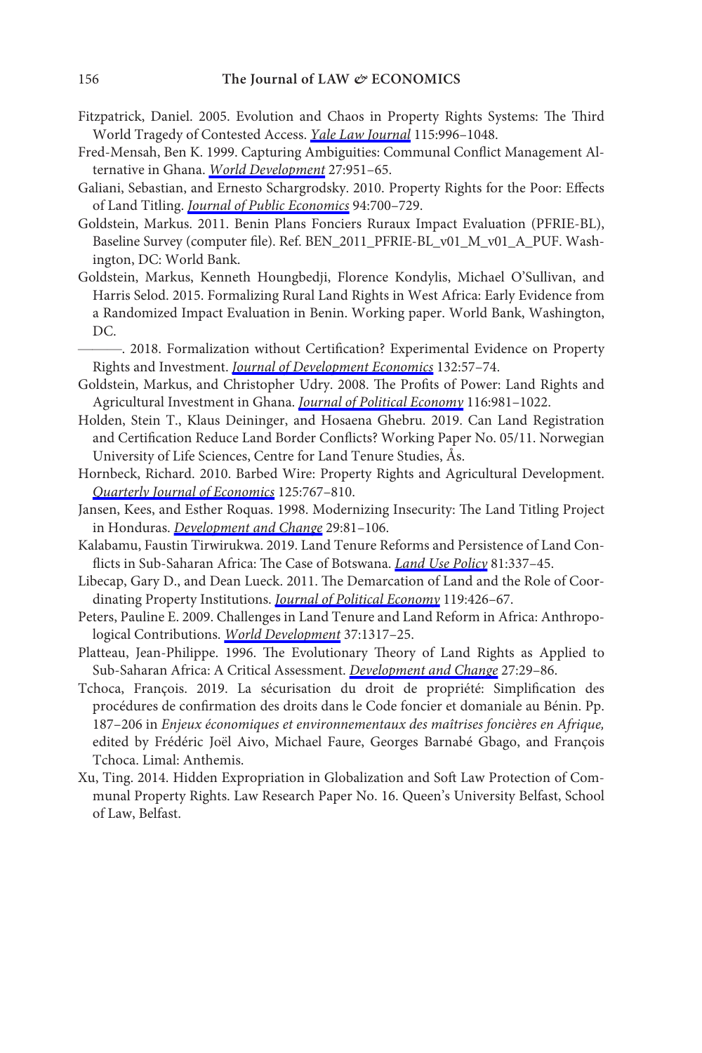Fitzpatrick, Daniel. 2005. Evolution and Chaos in Property Rights Systems: The Third World Tragedy of Contested Access. *Yale Law Journal* 115:996–1048.

Fred-Mensah, Ben K. 1999. Capturing Ambiguities: Communal Conflict Management Alternative in Ghana. *World Development* 27:951–65.

Galiani, Sebastian, and Ernesto Schargrodsky. 2010. Property Rights for the Poor: Effects of Land Titling. *Journal of Public Economics* 94:700–729.

Goldstein, Markus. 2011. Benin Plans Fonciers Ruraux Impact Evaluation (PFRIE-BL), Baseline Survey (computer file). Ref. BEN_2011_PFRIE-BL_v01_M_v01_A_PUF. Washington, DC: World Bank.

Goldstein, Markus, Kenneth Houngbedji, Florence Kondylis, Michael O'Sullivan, and Harris Selod. 2015. Formalizing Rural Land Rights in West Africa: Early Evidence from a Randomized Impact Evaluation in Benin. Working paper. World Bank, Washington, DC.

———. 2018. Formalization without Certification? Experimental Evidence on Property Rights and Investment. *Journal of Development Economics* 132:57–74.

Goldstein, Markus, and Christopher Udry. 2008. The Profits of Power: Land Rights and Agricultural Investment in Ghana. *Journal of Political Economy* 116:981–1022.

Holden, Stein T., Klaus Deininger, and Hosaena Ghebru. 2019. Can Land Registration and Certification Reduce Land Border Conflicts? Working Paper No. 05/11. Norwegian University of Life Sciences, Centre for Land Tenure Studies, Ås.

Hornbeck, Richard. 2010. Barbed Wire: Property Rights and Agricultural Development. *Quarterly Journal of Economics* 125:767–810.

Jansen, Kees, and Esther Roquas. 1998. Modernizing Insecurity: The Land Titling Project in Honduras. *Development and Change* 29:81–106.

Kalabamu, Faustin Tirwirukwa. 2019. Land Tenure Reforms and Persistence of Land Conflicts in Sub-Saharan Africa: The Case of Botswana. *Land Use Policy* 81:337–45.

Libecap, Gary D., and Dean Lueck. 2011. The Demarcation of Land and the Role of Coordinating Property Institutions. *Journal of Political Economy* 119:426–67.

Peters, Pauline E. 2009. Challenges in Land Tenure and Land Reform in Africa: Anthropological Contributions. *World Development* 37:1317–25.

Platteau, Jean-Philippe. 1996. The Evolutionary Theory of Land Rights as Applied to Sub-Saharan Africa: A Critical Assessment. *Development and Change* 27:29–86.

Tchoca, François. 2019. La sécurisation du droit de propriété: Simplification des procédures de confirmation des droits dans le Code foncier et domaniale au Bénin. Pp. 187–206 in *Enjeux économiques et environnementaux des maîtrises foncières en Afrique,* edited by Frédéric Joël Aivo, Michael Faure, Georges Barnabé Gbago, and François Tchoca. Limal: Anthemis.

Xu, Ting. 2014. Hidden Expropriation in Globalization and Soft Law Protection of Communal Property Rights. Law Research Paper No. 16. Queen's University Belfast, School of Law, Belfast.